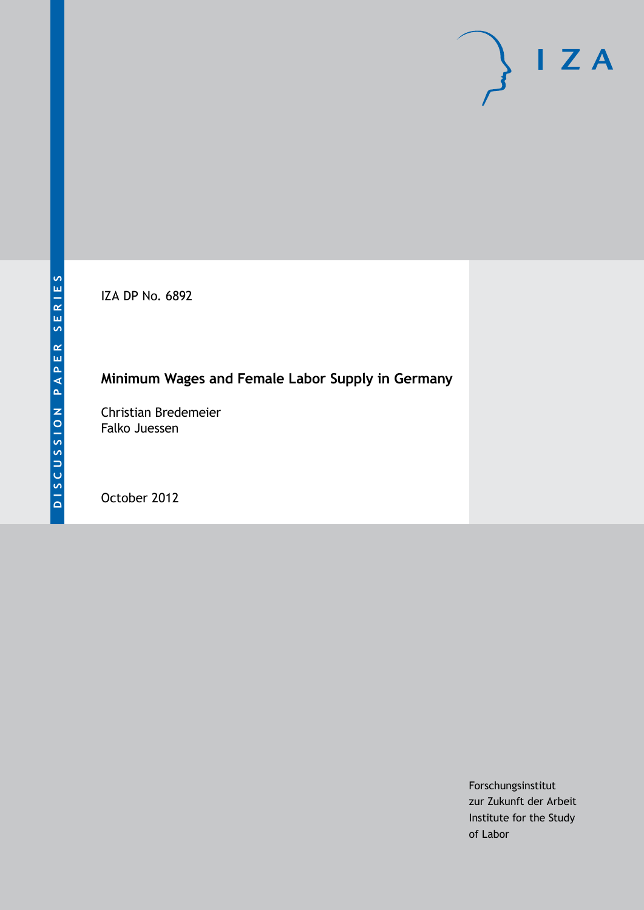DISCUSSION PAPER SERIES

IZA DP No. 6892

# Minimum Wages and Female Labor Supply in Germany

Christian Bredemeier
Falko Juessen

October 2012

Forschungsinstitut
zur Zukunft der Arbeit
Institute for the Study
of Labor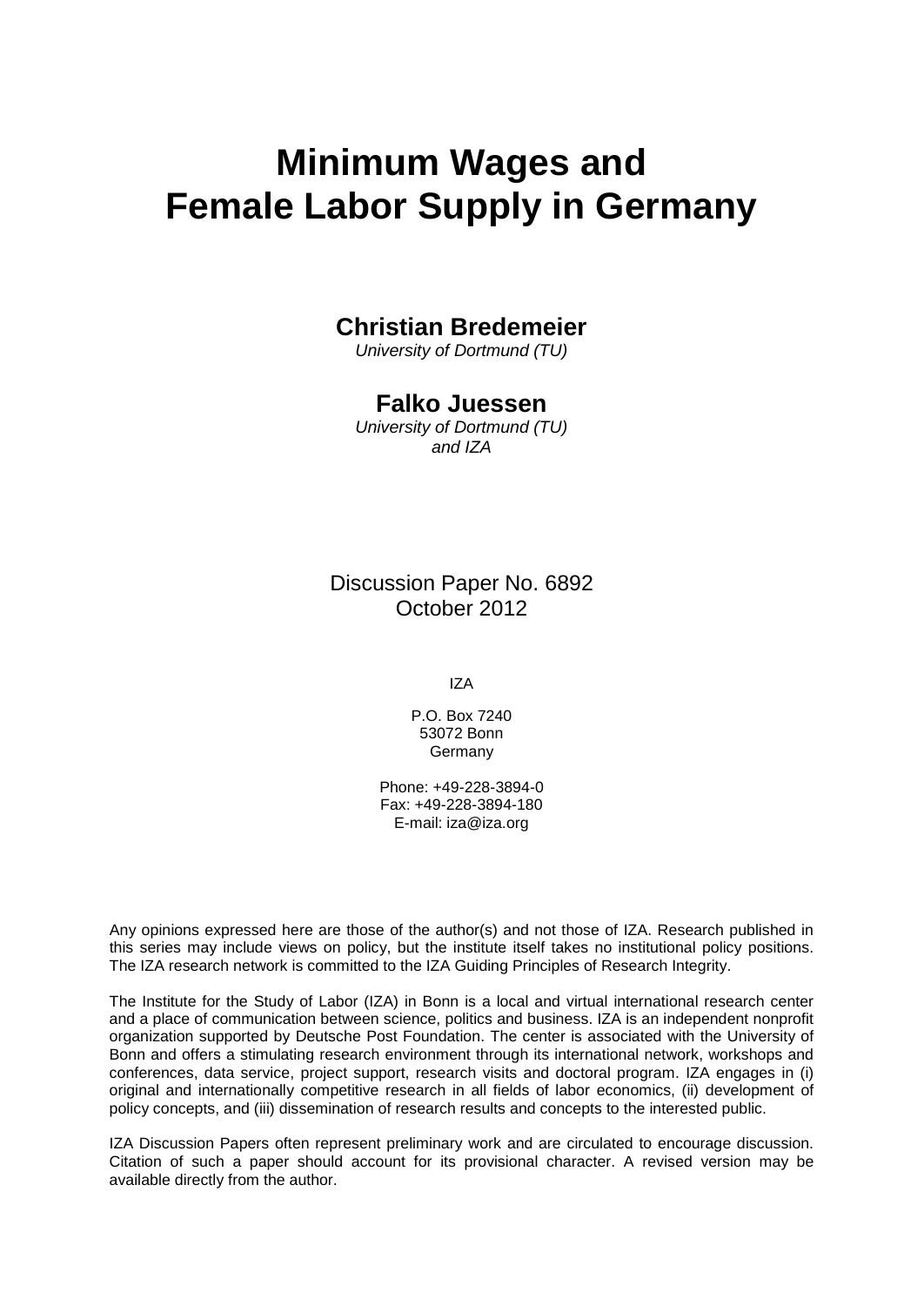# Minimum Wages and Female Labor Supply in Germany

**Christian Bredemeier**

*University of Dortmund (TU)*

**Falko Juessen**

*University of Dortmund (TU) and IZA*

Discussion Paper No. 6892
October 2012

IZA

P.O. Box 7240
53072 Bonn
Germany

Phone: +49-228-3894-0
Fax: +49-228-3894-180
E-mail: iza@iza.org

Any opinions expressed here are those of the author(s) and not those of IZA. Research published in this series may include views on policy, but the institute itself takes no institutional policy positions. The IZA research network is committed to the IZA Guiding Principles of Research Integrity.

The Institute for the Study of Labor (IZA) in Bonn is a local and virtual international research center and a place of communication between science, politics and business. IZA is an independent nonprofit organization supported by Deutsche Post Foundation. The center is associated with the University of Bonn and offers a stimulating research environment through its international network, workshops and conferences, data service, project support, research visits and doctoral program. IZA engages in (i) original and internationally competitive research in all fields of labor economics, (ii) development of policy concepts, and (iii) dissemination of research results and concepts to the interested public.

IZA Discussion Papers often represent preliminary work and are circulated to encourage discussion. Citation of such a paper should account for its provisional character. A revised version may be available directly from the author.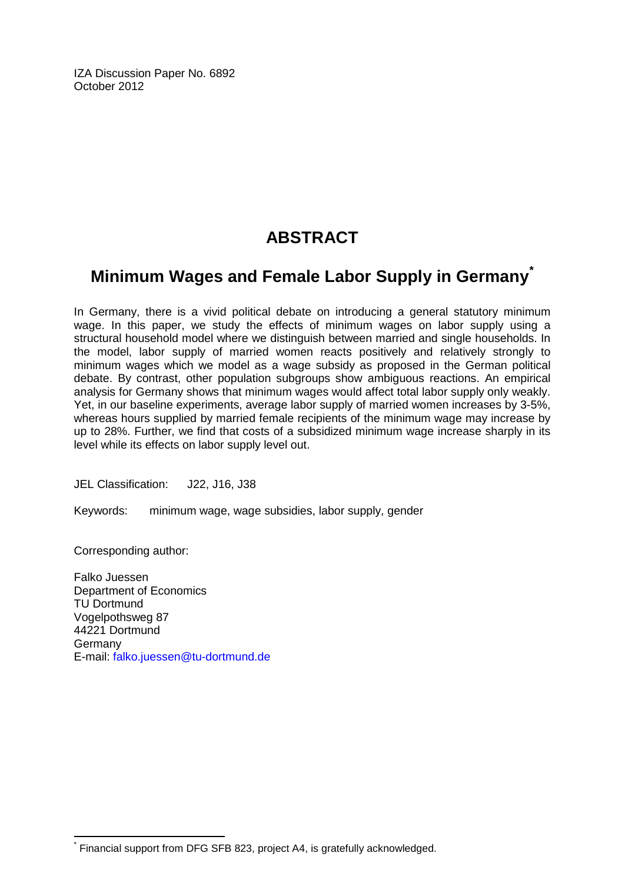IZA Discussion Paper No. 6892
October 2012

# ABSTRACT

## Minimum Wages and Female Labor Supply in Germany*

In Germany, there is a vivid political debate on introducing a general statutory minimum wage. In this paper, we study the effects of minimum wages on labor supply using a structural household model where we distinguish between married and single households. In the model, labor supply of married women reacts positively and relatively strongly to minimum wages which we model as a wage subsidy as proposed in the German political debate. By contrast, other population subgroups show ambiguous reactions. An empirical analysis for Germany shows that minimum wages would affect total labor supply only weakly. Yet, in our baseline experiments, average labor supply of married women increases by 3-5%, whereas hours supplied by married female recipients of the minimum wage may increase by up to 28%. Further, we find that costs of a subsidized minimum wage increase sharply in its level while its effects on labor supply level out.

JEL Classification: J22, J16, J38

Keywords: minimum wage, wage subsidies, labor supply, gender

Corresponding author:

Falko Juessen
Department of Economics
TU Dortmund
Vogelpothsweg 87
44221 Dortmund
Germany
E-mail: falko.juessen@tu-dortmund.de

---

* Financial support from DFG SFB 823, project A4, is gratefully acknowledged.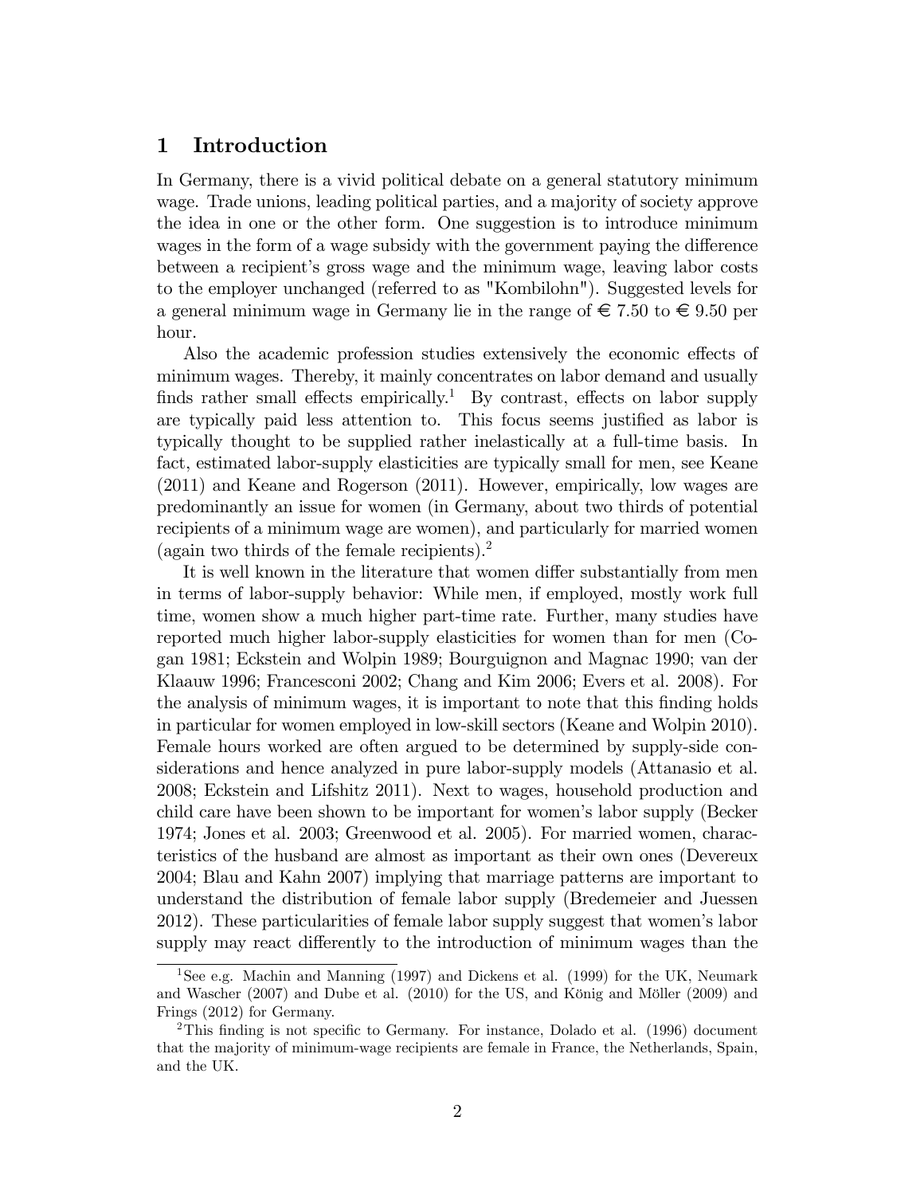## 1 Introduction

In Germany, there is a vivid political debate on a general statutory minimum wage. Trade unions, leading political parties, and a majority of society approve the idea in one or the other form. One suggestion is to introduce minimum wages in the form of a wage subsidy with the government paying the difference between a recipient's gross wage and the minimum wage, leaving labor costs to the employer unchanged (referred to as "Kombilohn"). Suggested levels for a general minimum wage in Germany lie in the range of € 7.50 to € 9.50 per hour.

Also the academic profession studies extensively the economic effects of minimum wages. Thereby, it mainly concentrates on labor demand and usually finds rather small effects empirically.[1] By contrast, effects on labor supply are typically paid less attention to. This focus seems justified as labor is typically thought to be supplied rather inelastically at a full-time basis. In fact, estimated labor-supply elasticities are typically small for men, see Keane (2011) and Keane and Rogerson (2011). However, empirically, low wages are predominantly an issue for women (in Germany, about two thirds of potential recipients of a minimum wage are women), and particularly for married women (again two thirds of the female recipients).[2]

It is well known in the literature that women differ substantially from men in terms of labor-supply behavior: While men, if employed, mostly work full time, women show a much higher part-time rate. Further, many studies have reported much higher labor-supply elasticities for women than for men (Cogan 1981; Eckstein and Wolpin 1989; Bourguignon and Magnac 1990; van der Klaauw 1996; Francesconi 2002; Chang and Kim 2006; Evers et al. 2008). For the analysis of minimum wages, it is important to note that this finding holds in particular for women employed in low-skill sectors (Keane and Wolpin 2010). Female hours worked are often argued to be determined by supply-side considerations and hence analyzed in pure labor-supply models (Attanasio et al. 2008; Eckstein and Lifshitz 2011). Next to wages, household production and child care have been shown to be important for women's labor supply (Becker 1974; Jones et al. 2003; Greenwood et al. 2005). For married women, characteristics of the husband are almost as important as their own ones (Devereux 2004; Blau and Kahn 2007) implying that marriage patterns are important to understand the distribution of female labor supply (Bredemeier and Juessen 2012). These particularities of female labor supply suggest that women's labor supply may react differently to the introduction of minimum wages than the

[1] See e.g. Machin and Manning (1997) and Dickens et al. (1999) for the UK, Neumark and Wascher (2007) and Dube et al. (2010) for the US, and König and Möller (2009) and Frings (2012) for Germany.

[2] This finding is not specific to Germany. For instance, Dolado et al. (1996) document that the majority of minimum-wage recipients are female in France, the Netherlands, Spain, and the UK.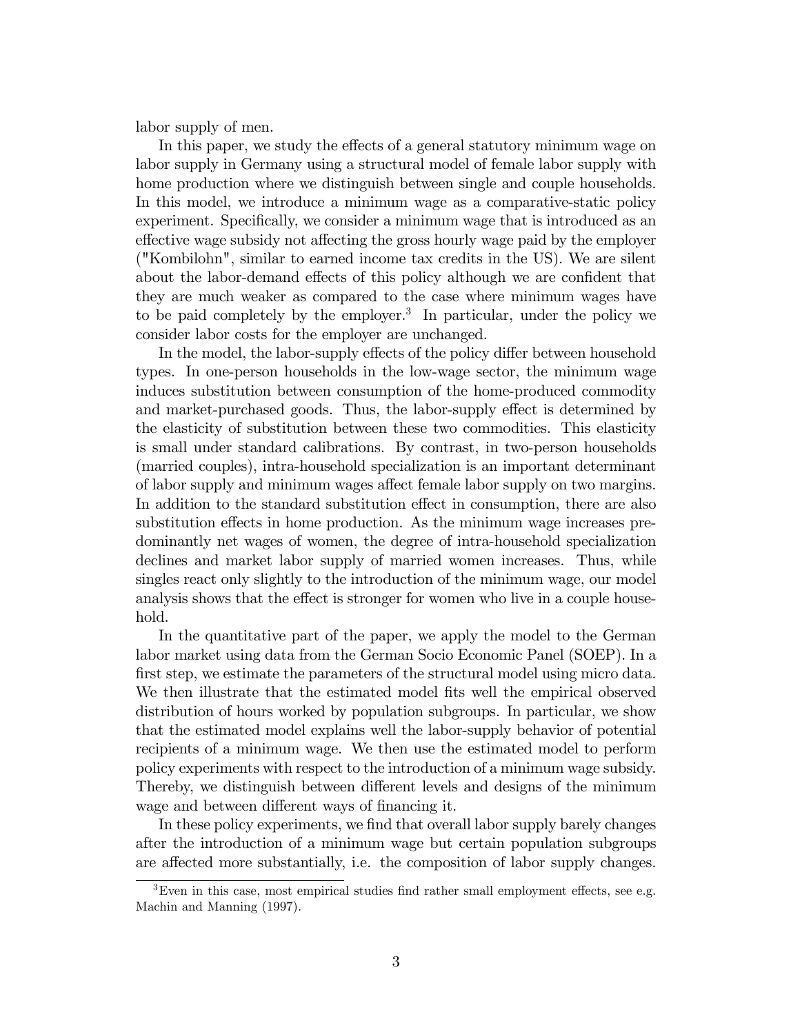labor supply of men.

In this paper, we study the effects of a general statutory minimum wage on labor supply in Germany using a structural model of female labor supply with home production where we distinguish between single and couple households. In this model, we introduce a minimum wage as a comparative-static policy experiment. Specifically, we consider a minimum wage that is introduced as an effective wage subsidy not affecting the gross hourly wage paid by the employer ("Kombilohn", similar to earned income tax credits in the US). We are silent about the labor-demand effects of this policy although we are confident that they are much weaker as compared to the case where minimum wages have to be paid completely by the employer.[3] In particular, under the policy we consider labor costs for the employer are unchanged.

In the model, the labor-supply effects of the policy differ between household types. In one-person households in the low-wage sector, the minimum wage induces substitution between consumption of the home-produced commodity and market-purchased goods. Thus, the labor-supply effect is determined by the elasticity of substitution between these two commodities. This elasticity is small under standard calibrations. By contrast, in two-person households (married couples), intra-household specialization is an important determinant of labor supply and minimum wages affect female labor supply on two margins. In addition to the standard substitution effect in consumption, there are also substitution effects in home production. As the minimum wage increases predominantly net wages of women, the degree of intra-household specialization declines and market labor supply of married women increases. Thus, while singles react only slightly to the introduction of the minimum wage, our model analysis shows that the effect is stronger for women who live in a couple household.

In the quantitative part of the paper, we apply the model to the German labor market using data from the German Socio Economic Panel (SOEP). In a first step, we estimate the parameters of the structural model using micro data. We then illustrate that the estimated model fits well the empirical observed distribution of hours worked by population subgroups. In particular, we show that the estimated model explains well the labor-supply behavior of potential recipients of a minimum wage. We then use the estimated model to perform policy experiments with respect to the introduction of a minimum wage subsidy. Thereby, we distinguish between different levels and designs of the minimum wage and between different ways of financing it.

In these policy experiments, we find that overall labor supply barely changes after the introduction of a minimum wage but certain population subgroups are affected more substantially, i.e. the composition of labor supply changes.

[3] Even in this case, most empirical studies find rather small employment effects, see e.g. Machin and Manning (1997).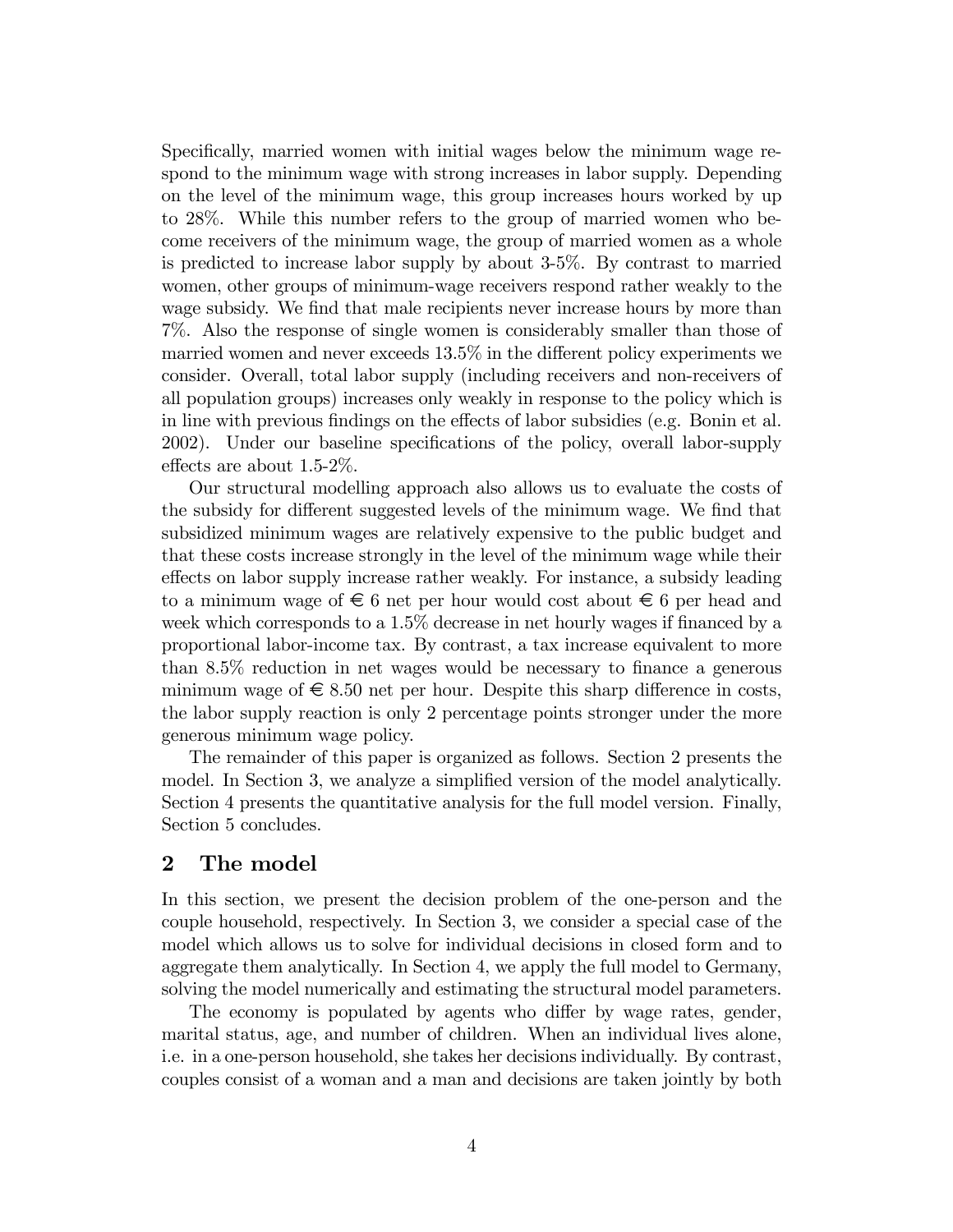Specifically, married women with initial wages below the minimum wage respond to the minimum wage with strong increases in labor supply. Depending on the level of the minimum wage, this group increases hours worked by up to 28%. While this number refers to the group of married women who become receivers of the minimum wage, the group of married women as a whole is predicted to increase labor supply by about 3-5%. By contrast to married women, other groups of minimum-wage receivers respond rather weakly to the wage subsidy. We find that male recipients never increase hours by more than 7%. Also the response of single women is considerably smaller than those of married women and never exceeds 13.5% in the different policy experiments we consider. Overall, total labor supply (including receivers and non-receivers of all population groups) increases only weakly in response to the policy which is in line with previous findings on the effects of labor subsidies (e.g. Bonin et al. 2002). Under our baseline specifications of the policy, overall labor-supply effects are about 1.5-2%.

Our structural modelling approach also allows us to evaluate the costs of the subsidy for different suggested levels of the minimum wage. We find that subsidized minimum wages are relatively expensive to the public budget and that these costs increase strongly in the level of the minimum wage while their effects on labor supply increase rather weakly. For instance, a subsidy leading to a minimum wage of € 6 net per hour would cost about € 6 per head and week which corresponds to a 1.5% decrease in net hourly wages if financed by a proportional labor-income tax. By contrast, a tax increase equivalent to more than 8.5% reduction in net wages would be necessary to finance a generous minimum wage of € 8.50 net per hour. Despite this sharp difference in costs, the labor supply reaction is only 2 percentage points stronger under the more generous minimum wage policy.

The remainder of this paper is organized as follows. Section 2 presents the model. In Section 3, we analyze a simplified version of the model analytically. Section 4 presents the quantitative analysis for the full model version. Finally, Section 5 concludes.

## 2 The model

In this section, we present the decision problem of the one-person and the couple household, respectively. In Section 3, we consider a special case of the model which allows us to solve for individual decisions in closed form and to aggregate them analytically. In Section 4, we apply the full model to Germany, solving the model numerically and estimating the structural model parameters.

The economy is populated by agents who differ by wage rates, gender, marital status, age, and number of children. When an individual lives alone, i.e. in a one-person household, she takes her decisions individually. By contrast, couples consist of a woman and a man and decisions are taken jointly by both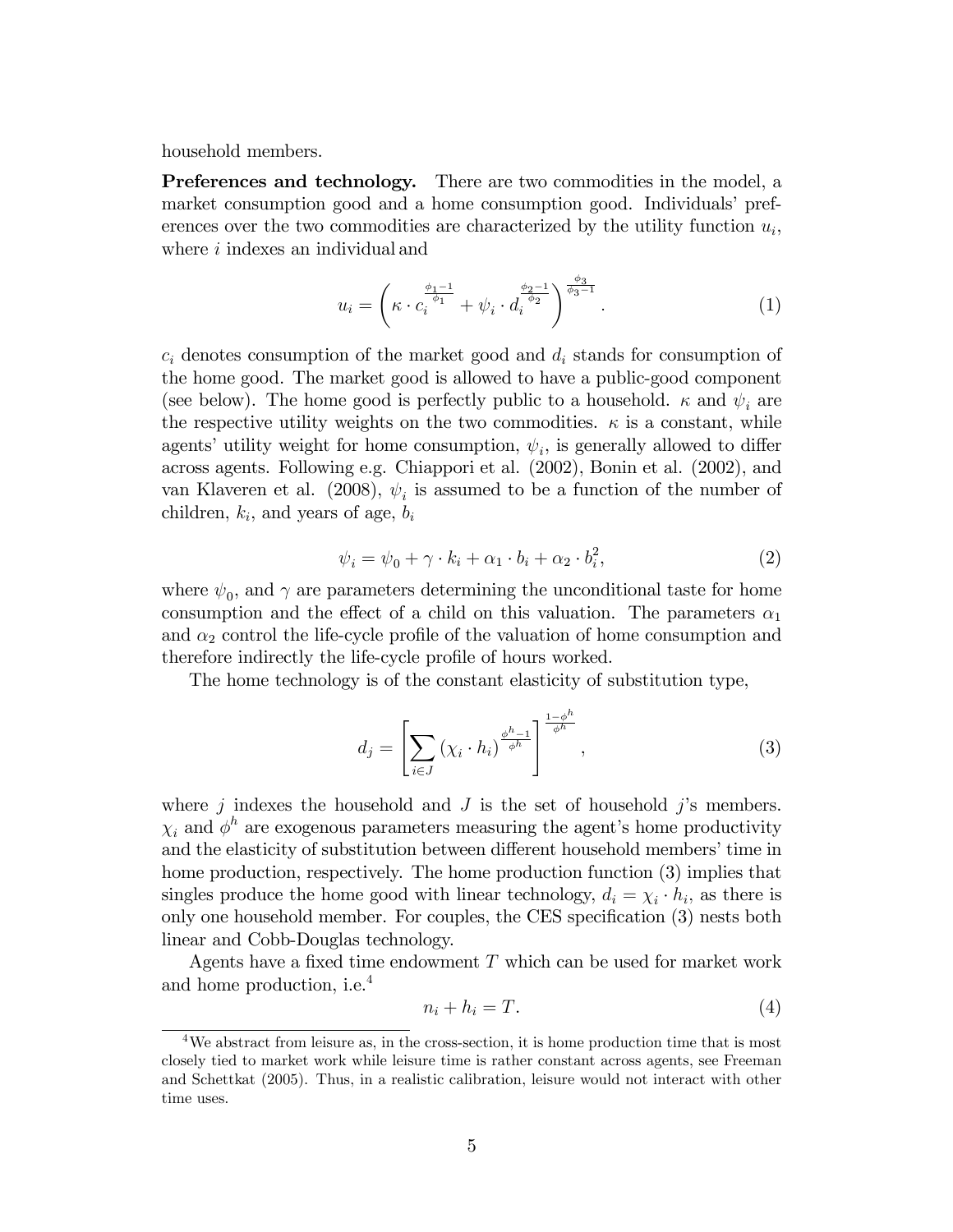household members.

**Preferences and technology.** There are two commodities in the model, a market consumption good and a home consumption good. Individuals' preferences over the two commodities are characterized by the utility function $u_i$, where $i$ indexes an individual and

$$u_i = \left( \kappa \cdot c_i^{\frac{\phi_1 - 1}{\phi_1}} + \psi_i \cdot d_i^{\frac{\phi_2 - 1}{\phi_2}} \right)^{\frac{\phi_3}{\phi_3 - 1}}. \tag{1}$$

$c_i$ denotes consumption of the market good and $d_i$ stands for consumption of the home good. The market good is allowed to have a public-good component (see below). The home good is perfectly public to a household. $\kappa$ and $\psi_i$ are the respective utility weights on the two commodities. $\kappa$ is a constant, while agents' utility weight for home consumption, $\psi_i$, is generally allowed to differ across agents. Following e.g. Chiappori et al. (2002), Bonin et al. (2002), and van Klaveren et al. (2008), $\psi_i$ is assumed to be a function of the number of children, $k_i$, and years of age, $b_i$

$$\psi_i = \psi_0 + \gamma \cdot k_i + \alpha_1 \cdot b_i + \alpha_2 \cdot b_i^2, \tag{2}$$

where $\psi_0$, and $\gamma$ are parameters determining the unconditional taste for home consumption and the effect of a child on this valuation. The parameters $\alpha_1$ and $\alpha_2$ control the life-cycle profile of the valuation of home consumption and therefore indirectly the life-cycle profile of hours worked.

The home technology is of the constant elasticity of substitution type,

$$d_j = \left[ \sum_{i \in J} \left( \chi_i \cdot h_i \right)^{\frac{\phi^h - 1}{\phi^h}} \right]^{\frac{1 - \phi^h}{\phi^h}}, \tag{3}$$

where $j$ indexes the household and $J$ is the set of household $j$'s members. $\chi_i$ and $\phi^h$ are exogenous parameters measuring the agent's home productivity and the elasticity of substitution between different household members' time in home production, respectively. The home production function (3) implies that singles produce the home good with linear technology, $d_i = \chi_i \cdot h_i$, as there is only one household member. For couples, the CES specification (3) nests both linear and Cobb-Douglas technology.

Agents have a fixed time endowment $T$ which can be used for market work and home production, i.e.[4]

$$n_i + h_i = T. \tag{4}$$

[4] We abstract from leisure as, in the cross-section, it is home production time that is most closely tied to market work while leisure time is rather constant across agents, see Freeman and Schettkat (2005). Thus, in a realistic calibration, leisure would not interact with other time uses.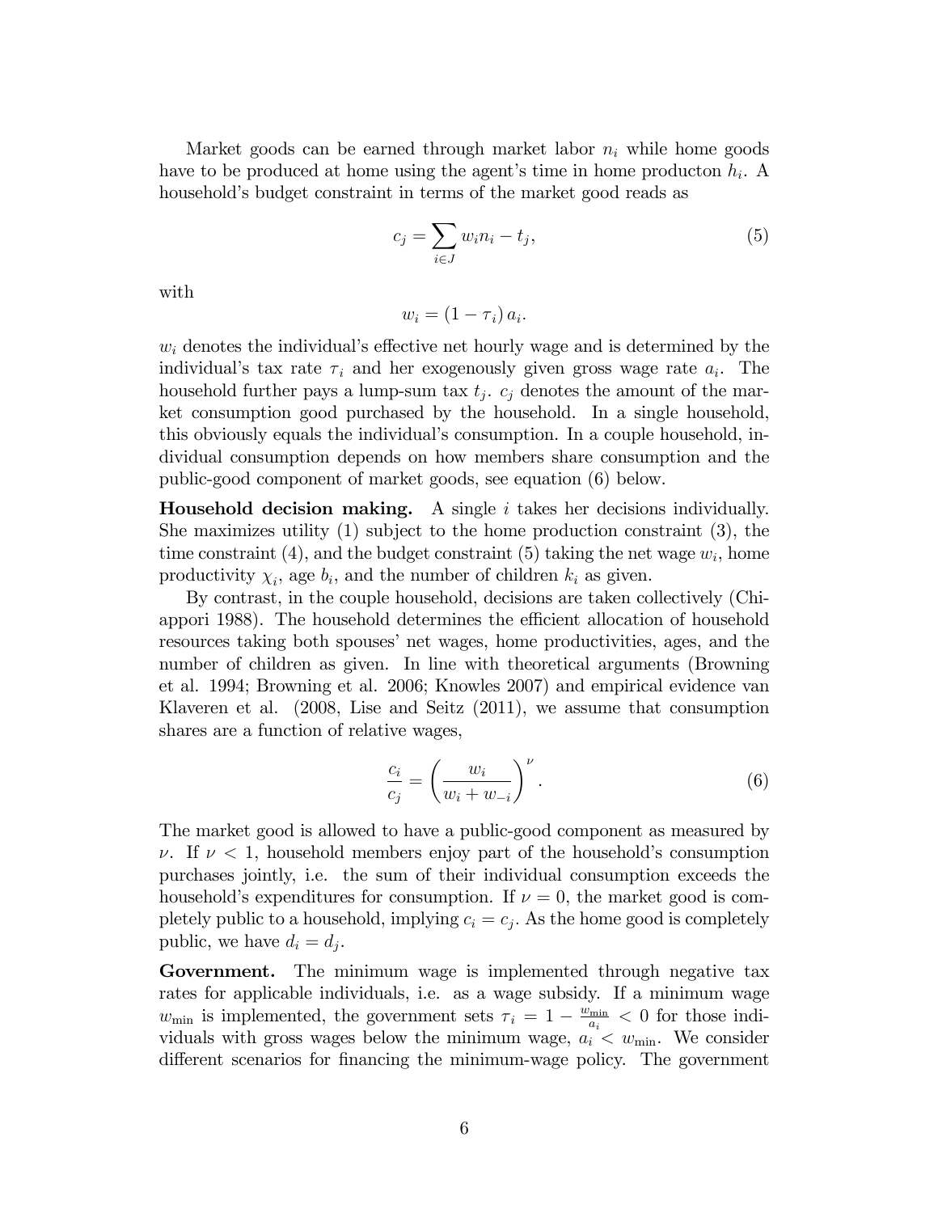Market goods can be earned through market labor $n_i$ while home goods have to be produced at home using the agent's time in home producton $h_i$. A household's budget constraint in terms of the market good reads as

$$c_j = \sum_{i \in J} w_i n_i - t_j, \tag{5}$$

with

$$w_i = (1 - \tau_i) a_i.$$

$w_i$ denotes the individual's effective net hourly wage and is determined by the individual's tax rate $\tau_i$ and her exogenously given gross wage rate $a_i$. The household further pays a lump-sum tax $t_j$. $c_j$ denotes the amount of the market consumption good purchased by the household. In a single household, this obviously equals the individual's consumption. In a couple household, individual consumption depends on how members share consumption and the public-good component of market goods, see equation (6) below.

**Household decision making.** A single $i$ takes her decisions individually. She maximizes utility (1) subject to the home production constraint (3), the time constraint (4), and the budget constraint (5) taking the net wage $w_i$, home productivity $\chi_i$, age $b_i$, and the number of children $k_i$ as given.

By contrast, in the couple household, decisions are taken collectively (Chiappori 1988). The household determines the efficient allocation of household resources taking both spouses' net wages, home productivities, ages, and the number of children as given. In line with theoretical arguments (Browning et al. 1994; Browning et al. 2006; Knowles 2007) and empirical evidence van Klaveren et al. (2008, Lise and Seitz (2011), we assume that consumption shares are a function of relative wages,

$$\frac{c_i}{c_j} = \left( \frac{w_i}{w_i + w_{-i}} \right)^{\nu}. \tag{6}$$

The market good is allowed to have a public-good component as measured by $\nu$. If $\nu < 1$, household members enjoy part of the household's consumption purchases jointly, i.e. the sum of their individual consumption exceeds the household's expenditures for consumption. If $\nu = 0$, the market good is completely public to a household, implying $c_i = c_j$. As the home good is completely public, we have $d_i = d_j$.

**Government.** The minimum wage is implemented through negative tax rates for applicable individuals, i.e. as a wage subsidy. If a minimum wage $w_{\min}$ is implemented, the government sets $\tau_i = 1 - \frac{w_{\min}}{a_i} < 0$ for those individuals with gross wages below the minimum wage, $a_i < w_{\min}$. We consider different scenarios for financing the minimum-wage policy. The government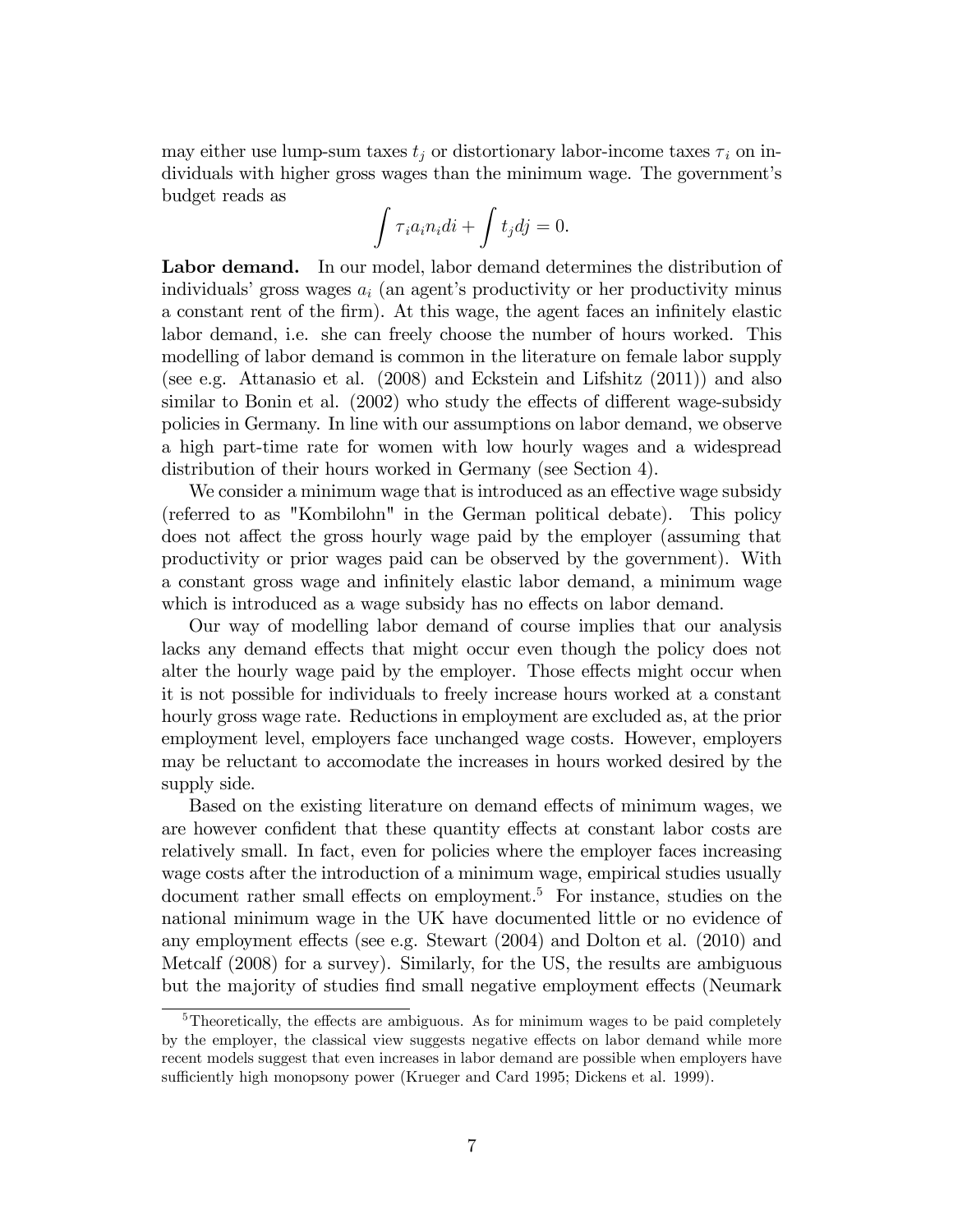may either use lump-sum taxes $t_j$ or distortionary labor-income taxes $\tau_i$ on individuals with higher gross wages than the minimum wage. The government's budget reads as

$$\int \tau_i a_i n_i di + \int t_j dj = 0.$$

**Labor demand.** In our model, labor demand determines the distribution of individuals' gross wages $a_i$ (an agent's productivity or her productivity minus a constant rent of the firm). At this wage, the agent faces an infinitely elastic labor demand, i.e. she can freely choose the number of hours worked. This modelling of labor demand is common in the literature on female labor supply (see e.g. Attanasio et al. (2008) and Eckstein and Lifshitz (2011)) and also similar to Bonin et al. (2002) who study the effects of different wage-subsidy policies in Germany. In line with our assumptions on labor demand, we observe a high part-time rate for women with low hourly wages and a widespread distribution of their hours worked in Germany (see Section 4).

We consider a minimum wage that is introduced as an effective wage subsidy (referred to as "Kombilohn" in the German political debate). This policy does not affect the gross hourly wage paid by the employer (assuming that productivity or prior wages paid can be observed by the government). With a constant gross wage and infinitely elastic labor demand, a minimum wage which is introduced as a wage subsidy has no effects on labor demand.

Our way of modelling labor demand of course implies that our analysis lacks any demand effects that might occur even though the policy does not alter the hourly wage paid by the employer. Those effects might occur when it is not possible for individuals to freely increase hours worked at a constant hourly gross wage rate. Reductions in employment are excluded as, at the prior employment level, employers face unchanged wage costs. However, employers may be reluctant to accomodate the increases in hours worked desired by the supply side.

Based on the existing literature on demand effects of minimum wages, we are however confident that these quantity effects at constant labor costs are relatively small. In fact, even for policies where the employer faces increasing wage costs after the introduction of a minimum wage, empirical studies usually document rather small effects on employment.[5] For instance, studies on the national minimum wage in the UK have documented little or no evidence of any employment effects (see e.g. Stewart (2004) and Dolton et al. (2010) and Metcalf (2008) for a survey). Similarly, for the US, the results are ambiguous but the majority of studies find small negative employment effects (Neumark

[5] Theoretically, the effects are ambiguous. As for minimum wages to be paid completely by the employer, the classical view suggests negative effects on labor demand while more recent models suggest that even increases in labor demand are possible when employers have sufficiently high monopsony power (Krueger and Card 1995; Dickens et al. 1999).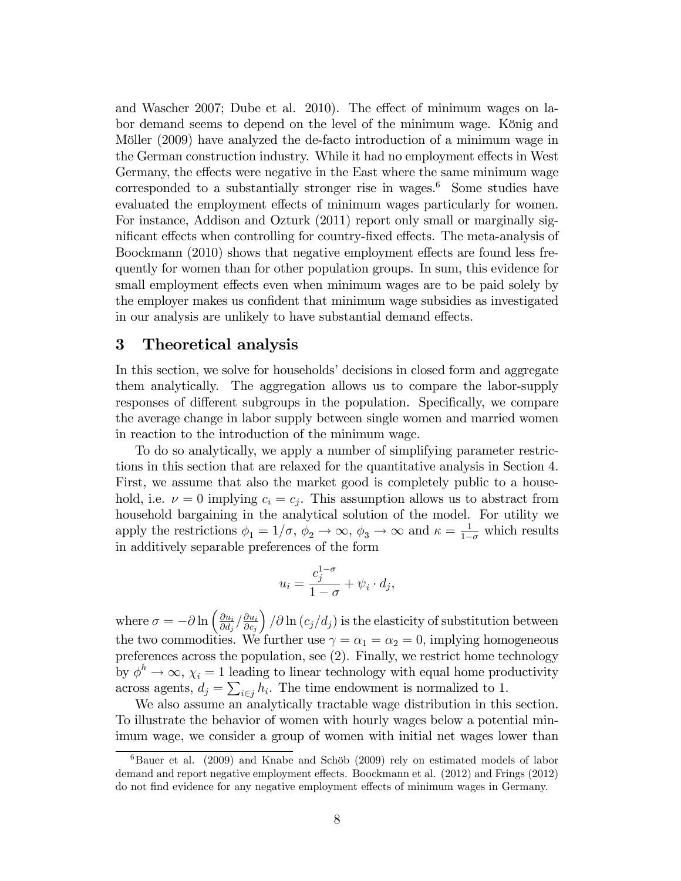and Wascher 2007; Dube et al. 2010). The effect of minimum wages on labor demand seems to depend on the level of the minimum wage. König and Möller (2009) have analyzed the de-facto introduction of a minimum wage in the German construction industry. While it had no employment effects in West Germany, the effects were negative in the East where the same minimum wage corresponded to a substantially stronger rise in wages.[6] Some studies have evaluated the employment effects of minimum wages particularly for women. For instance, Addison and Ozturk (2011) report only small or marginally significant effects when controlling for country-fixed effects. The meta-analysis of Boockmann (2010) shows that negative employment effects are found less frequently for women than for other population groups. In sum, this evidence for small employment effects even when minimum wages are to be paid solely by the employer makes us confident that minimum wage subsidies as investigated in our analysis are unlikely to have substantial demand effects.

## 3 Theoretical analysis

In this section, we solve for households' decisions in closed form and aggregate them analytically. The aggregation allows us to compare the labor-supply responses of different subgroups in the population. Specifically, we compare the average change in labor supply between single women and married women in reaction to the introduction of the minimum wage.

To do so analytically, we apply a number of simplifying parameter restrictions in this section that are relaxed for the quantitative analysis in Section 4. First, we assume that also the market good is completely public to a household, i.e. $\nu = 0$ implying $c_i = c_j$. This assumption allows us to abstract from household bargaining in the analytical solution of the model. For utility we apply the restrictions $\phi_1 = 1/\sigma$, $\phi_2 \to \infty$, $\phi_3 \to \infty$ and $\kappa = \frac{1}{1-\sigma}$ which results in additively separable preferences of the form

$$u_i = \frac{c_j^{1-\sigma}}{1-\sigma} + \psi_i \cdot d_j,$$

where $\sigma = -\partial \ln \left( \frac{\partial u_i}{\partial d_j} / \frac{\partial u_i}{\partial c_j} \right) / \partial \ln \left( c_j / d_j \right)$ is the elasticity of substitution between the two commodities. We further use $\gamma = \alpha_1 = \alpha_2 = 0$, implying homogeneous preferences across the population, see (2). Finally, we restrict home technology by $\phi^h \to \infty$, $\chi_i = 1$ leading to linear technology with equal home productivity across agents, $d_j = \sum_{i \in j} h_i$. The time endowment is normalized to 1.

We also assume an analytically tractable wage distribution in this section. To illustrate the behavior of women with hourly wages below a potential minimum wage, we consider a group of women with initial net wages lower than

[6] Bauer et al. (2009) and Knabe and Schöb (2009) rely on estimated models of labor demand and report negative employment effects. Boockmann et al. (2012) and Frings (2012) do not find evidence for any negative employment effects of minimum wages in Germany.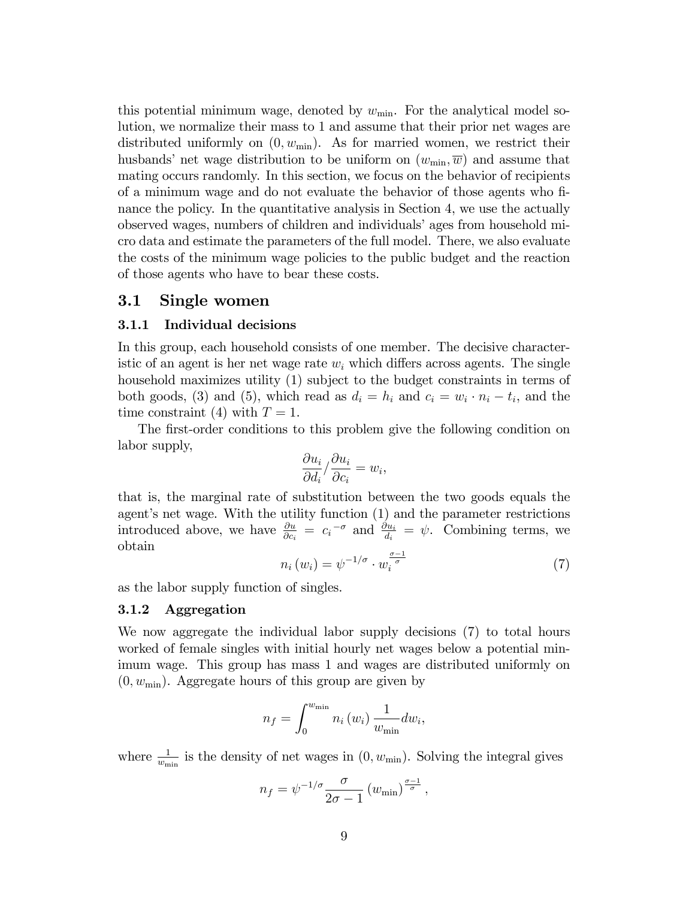this potential minimum wage, denoted by $w_{\min}$. For the analytical model solution, we normalize their mass to 1 and assume that their prior net wages are distributed uniformly on $(0, w_{\min})$. As for married women, we restrict their husbands' net wage distribution to be uniform on $(w_{\min}, \overline{w})$ and assume that mating occurs randomly. In this section, we focus on the behavior of recipients of a minimum wage and do not evaluate the behavior of those agents who finance the policy. In the quantitative analysis in Section 4, we use the actually observed wages, numbers of children and individuals' ages from household micro data and estimate the parameters of the full model. There, we also evaluate the costs of the minimum wage policies to the public budget and the reaction of those agents who have to bear these costs.

## 3.1 Single women

### 3.1.1 Individual decisions

In this group, each household consists of one member. The decisive characteristic of an agent is her net wage rate $w_i$ which differs across agents. The single household maximizes utility (1) subject to the budget constraints in terms of both goods, (3) and (5), which read as $d_i = h_i$ and $c_i = w_i \cdot n_i - t_i$, and the time constraint (4) with $T = 1$.

The first-order conditions to this problem give the following condition on labor supply,

$$\frac{\partial u_i}{\partial d_i} / \frac{\partial u_i}{\partial c_i} = w_i,$$

that is, the marginal rate of substitution between the two goods equals the agent's net wage. With the utility function (1) and the parameter restrictions introduced above, we have $\frac{\partial u}{\partial c_i} = {c_i}^{-\sigma}$ and $\frac{\partial u_i}{d_i} = \psi$. Combining terms, we obtain

$$n_i\left(w_i\right) = \psi^{-1/\sigma} \cdot w_i^{\frac{\sigma-1}{\sigma}} \tag{7}$$

as the labor supply function of singles.

### 3.1.2 Aggregation

We now aggregate the individual labor supply decisions (7) to total hours worked of female singles with initial hourly net wages below a potential minimum wage. This group has mass 1 and wages are distributed uniformly on $(0, w_{\min})$. Aggregate hours of this group are given by

$$n_f = \int_0^{w_{\min}} n_i\left(w_i\right) \frac{1}{w_{\min}} dw_i,$$

where $\frac{1}{w_{\min}}$ is the density of net wages in $(0, w_{\min})$. Solving the integral gives

$$n_f = \psi^{-1/\sigma} \frac{\sigma}{2\sigma - 1} \left(w_{\min}\right)^{\frac{\sigma-1}{\sigma}},$$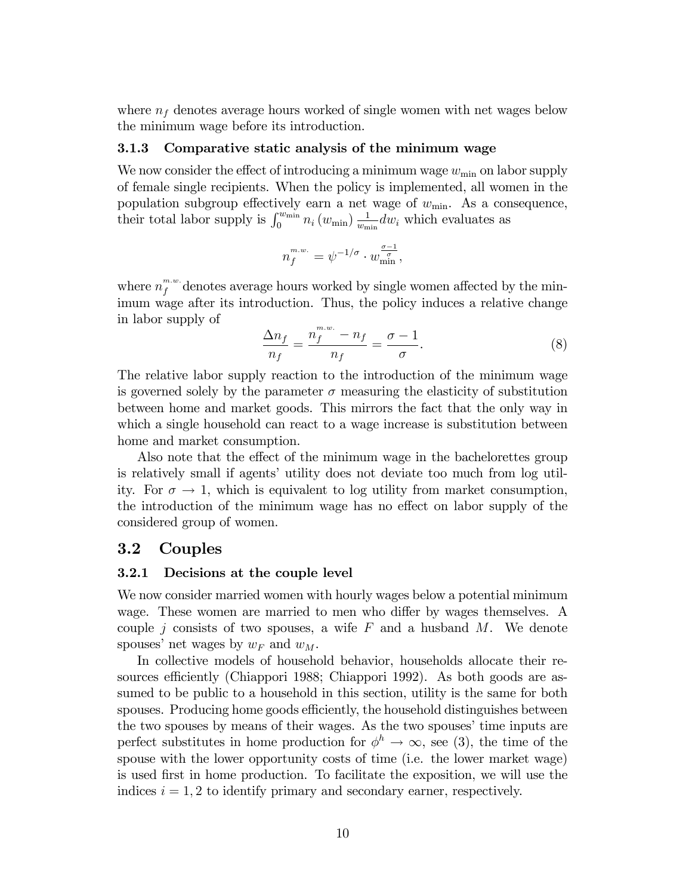where $n_f$ denotes average hours worked of single women with net wages below the minimum wage before its introduction.

### 3.1.3 Comparative static analysis of the minimum wage

We now consider the effect of introducing a minimum wage $w_{\min}$ on labor supply of female single recipients. When the policy is implemented, all women in the population subgroup effectively earn a net wage of $w_{\min}$. As a consequence, their total labor supply is $\int_0^{w_{\min}} n_i(w_{\min}) \frac{1}{w_{\min}} dw_i$ which evaluates as

$$n_f^{m.w.} = \psi^{-1/\sigma} \cdot w_{\min}^{\frac{\sigma-1}{\sigma}},$$

where $n_f^{m.w.}$ denotes average hours worked by single women affected by the minimum wage after its introduction. Thus, the policy induces a relative change in labor supply of

$$\frac{\Delta n_f}{n_f} = \frac{n_f^{m.w.} - n_f}{n_f} = \frac{\sigma - 1}{\sigma}. \tag{8}$$

The relative labor supply reaction to the introduction of the minimum wage is governed solely by the parameter $\sigma$ measuring the elasticity of substitution between home and market goods. This mirrors the fact that the only way in which a single household can react to a wage increase is substitution between home and market consumption.

Also note that the effect of the minimum wage in the bachelorettes group is relatively small if agents' utility does not deviate too much from log utility. For $\sigma \to 1$, which is equivalent to log utility from market consumption, the introduction of the minimum wage has no effect on labor supply of the considered group of women.

## 3.2 Couples

### 3.2.1 Decisions at the couple level

We now consider married women with hourly wages below a potential minimum wage. These women are married to men who differ by wages themselves. A couple $j$ consists of two spouses, a wife $F$ and a husband $M$. We denote spouses' net wages by $w_F$ and $w_M$.

In collective models of household behavior, households allocate their resources efficiently (Chiappori 1988; Chiappori 1992). As both goods are assumed to be public to a household in this section, utility is the same for both spouses. Producing home goods efficiently, the household distinguishes between the two spouses by means of their wages. As the two spouses' time inputs are perfect substitutes in home production for $\phi^h \to \infty$, see (3), the time of the spouse with the lower opportunity costs of time (i.e. the lower market wage) is used first in home production. To facilitate the exposition, we will use the indices $i = 1, 2$ to identify primary and secondary earner, respectively.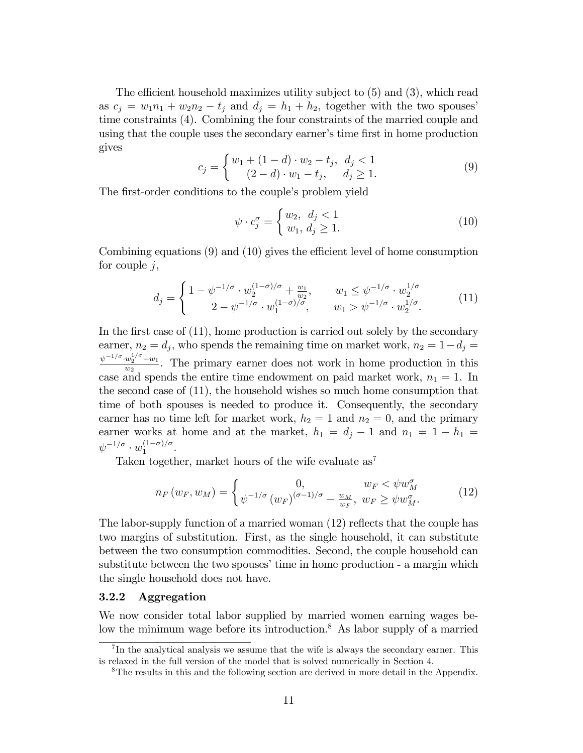The efficient household maximizes utility subject to (5) and (3), which read as $c_j = w_1 n_1 + w_2 n_2 - t_j$ and $d_j = h_1 + h_2$, together with the two spouses' time constraints (4). Combining the four constraints of the married couple and using that the couple uses the secondary earner's time first in home production gives

$$c_j = \begin{cases} w_1 + (1-d) \cdot w_2 - t_j, & d_j < 1 \\ (2-d) \cdot w_1 - t_j, & d_j \geq 1. \end{cases} \tag{9}$$

The first-order conditions to the couple's problem yield

$$\psi \cdot c_j^{\sigma} = \begin{cases} w_2, & d_j < 1 \\ w_1, & d_j \geq 1. \end{cases} \tag{10}$$

Combining equations (9) and (10) gives the efficient level of home consumption for couple $j$,

$$d_j = \begin{cases} 1 - \psi^{-1/\sigma} \cdot w_2^{(1-\sigma)/\sigma} + \frac{w_1}{w_2}, & w_1 \leq \psi^{-1/\sigma} \cdot w_2^{1/\sigma} \\ 2 - \psi^{-1/\sigma} \cdot w_1^{(1-\sigma)/\sigma}, & w_1 > \psi^{-1/\sigma} \cdot w_2^{1/\sigma}. \end{cases} \tag{11}$$

In the first case of (11), home production is carried out solely by the secondary earner, $n_2 = d_j$, who spends the remaining time on market work, $n_2 = 1 - d_j = \frac{\psi^{-1/\sigma} \cdot w_2^{1/\sigma} - w_1}{w_2}$. The primary earner does not work in home production in this case and spends the entire time endowment on paid market work, $n_1 = 1$. In the second case of (11), the household wishes so much home consumption that time of both spouses is needed to produce it. Consequently, the secondary earner has no time left for market work, $h_2 = 1$ and $n_2 = 0$, and the primary earner works at home and at the market, $h_1 = d_j - 1$ and $n_1 = 1 - h_1 = \psi^{-1/\sigma} \cdot w_1^{(1-\sigma)/\sigma}$.

Taken together, market hours of the wife evaluate as[7]

$$n_F(w_F, w_M) = \begin{cases} 0, & w_F < \psi w_M^{\sigma} \\ \psi^{-1/\sigma} (w_F)^{(\sigma-1)/\sigma} - \frac{w_M}{w_F}, & w_F \geq \psi w_M^{\sigma}. \end{cases} \tag{12}$$

The labor-supply function of a married woman (12) reflects that the couple has two margins of substitution. First, as the single household, it can substitute between the two consumption commodities. Second, the couple household can substitute between the two spouses' time in home production - a margin which the single household does not have.

### 3.2.2 Aggregation

We now consider total labor supplied by married women earning wages below the minimum wage before its introduction.[8] As labor supply of a married

[7] In the analytical analysis we assume that the wife is always the secondary earner. This is relaxed in the full version of the model that is solved numerically in Section 4.

[8] The results in this and the following section are derived in more detail in the Appendix.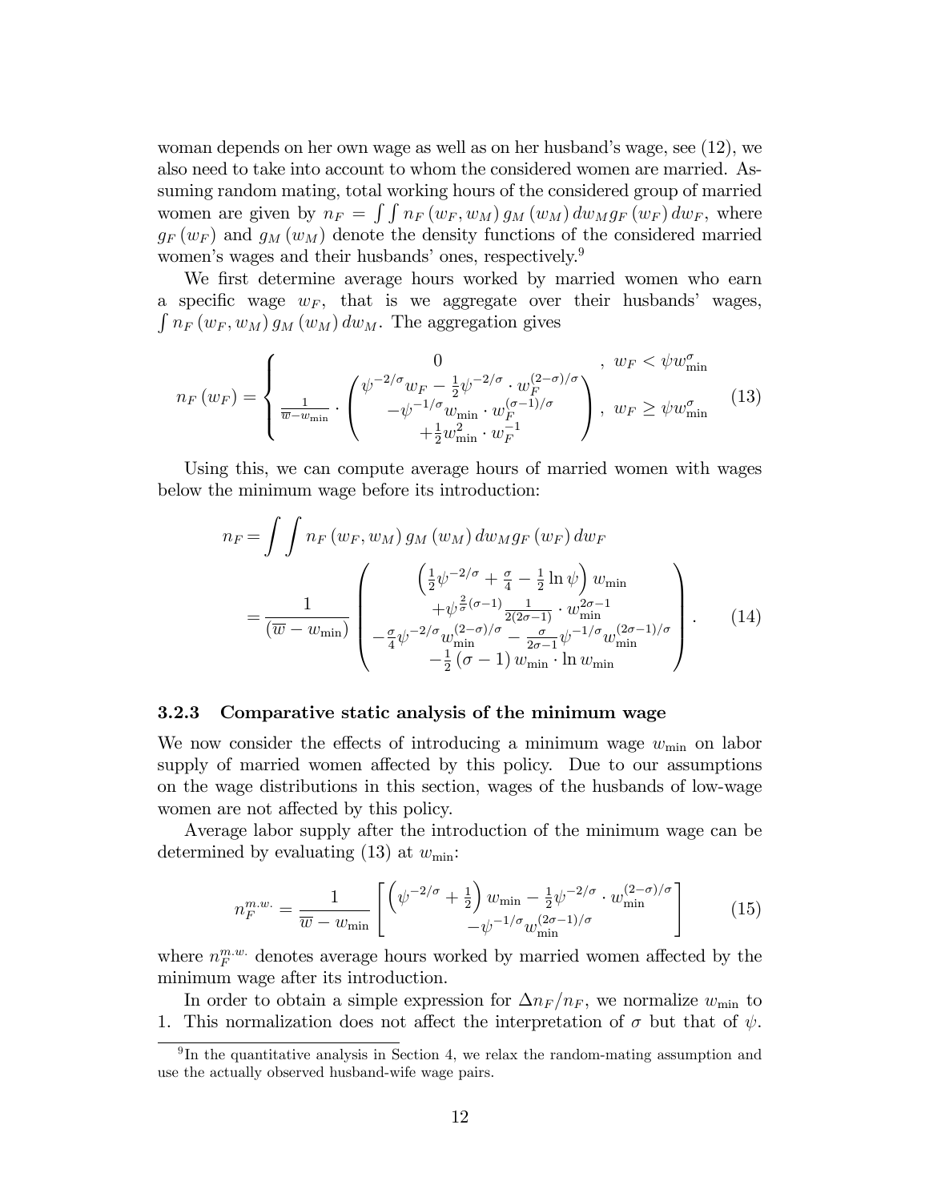woman depends on her own wage as well as on her husband's wage, see (12), we also need to take into account to whom the considered women are married. Assuming random mating, total working hours of the considered group of married women are given by $n_F = \int\int n_F(w_F, w_M)\, g_M(w_M)\, dw_M g_F(w_F)\, dw_F$, where $g_F(w_F)$ and $g_M(w_M)$ denote the density functions of the considered married women's wages and their husbands' ones, respectively.[9]

We first determine average hours worked by married women who earn a specific wage $w_F$, that is we aggregate over their husbands' wages, $\int n_F(w_F, w_M)\, g_M(w_M)\, dw_M$. The aggregation gives

$$n_F(w_F) = \begin{cases} 0 & , \; w_F < \psi w_{\min}^{\sigma} \\ \frac{1}{\overline{w} - w_{\min}} \cdot \begin{pmatrix} \psi^{-2/\sigma} w_F - \frac{1}{2}\psi^{-2/\sigma} \cdot w_F^{(2-\sigma)/\sigma} \\ -\psi^{-1/\sigma} w_{\min} \cdot w_F^{(\sigma-1)/\sigma} \\ +\frac{1}{2} w_{\min}^2 \cdot w_F^{-1} \end{pmatrix} & , \; w_F \geq \psi w_{\min}^{\sigma} \end{cases} \tag{13}$$

Using this, we can compute average hours of married women with wages below the minimum wage before its introduction:

$$\begin{aligned} n_F &= \int\int n_F(w_F, w_M)\, g_M(w_M)\, dw_M g_F(w_F)\, dw_F \\ &= \frac{1}{(\overline{w} - w_{\min})} \begin{pmatrix} \left(\frac{1}{2}\psi^{-2/\sigma} + \frac{\sigma}{4} - \frac{1}{2}\ln\psi\right) w_{\min} \\ +\psi^{\frac{2}{\sigma}(\sigma-1)} \frac{1}{2(2\sigma-1)} \cdot w_{\min}^{2\sigma-1} \\ -\frac{\sigma}{4}\psi^{-2/\sigma} w_{\min}^{(2-\sigma)/\sigma} - \frac{\sigma}{2\sigma-1}\psi^{-1/\sigma} w_{\min}^{(2\sigma-1)/\sigma} \\ -\frac{1}{2}(\sigma-1)\, w_{\min} \cdot \ln w_{\min} \end{pmatrix}. \end{aligned} \tag{14}$$

### 3.2.3 Comparative static analysis of the minimum wage

We now consider the effects of introducing a minimum wage $w_{\min}$ on labor supply of married women affected by this policy. Due to our assumptions on the wage distributions in this section, wages of the husbands of low-wage women are not affected by this policy.

Average labor supply after the introduction of the minimum wage can be determined by evaluating (13) at $w_{\min}$:

$$n_F^{m.w.} = \frac{1}{\overline{w} - w_{\min}} \begin{bmatrix} \left(\psi^{-2/\sigma} + \frac{1}{2}\right) w_{\min} - \frac{1}{2}\psi^{-2/\sigma} \cdot w_{\min}^{(2-\sigma)/\sigma} \\ -\psi^{-1/\sigma} w_{\min}^{(2\sigma-1)/\sigma} \end{bmatrix} \tag{15}$$

where $n_F^{m.w.}$ denotes average hours worked by married women affected by the minimum wage after its introduction.

In order to obtain a simple expression for $\Delta n_F / n_F$, we normalize $w_{\min}$ to 1. This normalization does not affect the interpretation of $\sigma$ but that of $\psi$.

[9] In the quantitative analysis in Section 4, we relax the random-mating assumption and use the actually observed husband-wife wage pairs.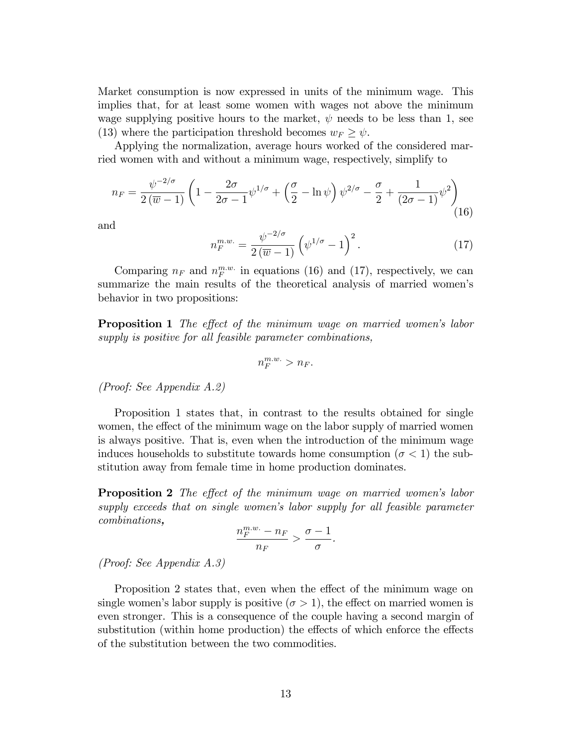Market consumption is now expressed in units of the minimum wage. This implies that, for at least some women with wages not above the minimum wage supplying positive hours to the market, $\psi$ needs to be less than 1, see (13) where the participation threshold becomes $w_F \geq \psi$.

Applying the normalization, average hours worked of the considered married women with and without a minimum wage, respectively, simplify to

$$n_F = \frac{\psi^{-2/\sigma}}{2(\overline{w}-1)}\left(1 - \frac{2\sigma}{2\sigma-1}\psi^{1/\sigma} + \left(\frac{\sigma}{2} - \ln\psi\right)\psi^{2/\sigma} - \frac{\sigma}{2} + \frac{1}{(2\sigma-1)}\psi^{2}\right) \tag{16}$$

and

$$n_F^{m.w.} = \frac{\psi^{-2/\sigma}}{2(\overline{w}-1)}\left(\psi^{1/\sigma} - 1\right)^2. \tag{17}$$

Comparing $n_F$ and $n_F^{m.w.}$ in equations (16) and (17), respectively, we can summarize the main results of the theoretical analysis of married women's behavior in two propositions:

**Proposition 1** *The effect of the minimum wage on married women's labor supply is positive for all feasible parameter combinations,*

$$n_F^{m.w.} > n_F.$$

*(Proof: See Appendix A.2)*

Proposition 1 states that, in contrast to the results obtained for single women, the effect of the minimum wage on the labor supply of married women is always positive. That is, even when the introduction of the minimum wage induces households to substitute towards home consumption ($\sigma < 1$) the substitution away from female time in home production dominates.

**Proposition 2** *The effect of the minimum wage on married women's labor supply exceeds that on single women's labor supply for all feasible parameter combinations,*

$$\frac{n_F^{m.w.} - n_F}{n_F} > \frac{\sigma - 1}{\sigma}.$$

*(Proof: See Appendix A.3)*

Proposition 2 states that, even when the effect of the minimum wage on single women's labor supply is positive ($\sigma > 1$), the effect on married women is even stronger. This is a consequence of the couple having a second margin of substitution (within home production) the effects of which enforce the effects of the substitution between the two commodities.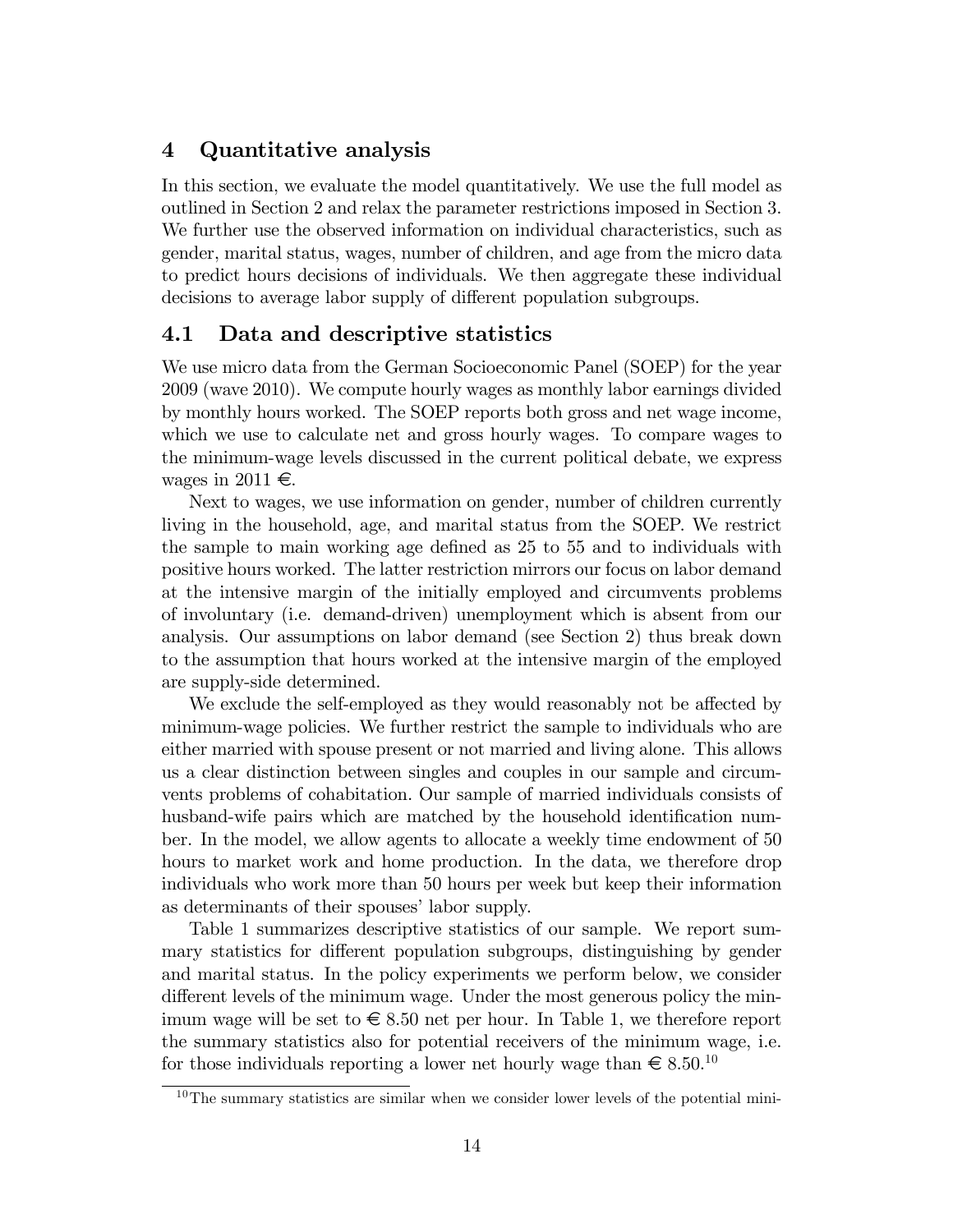## 4 Quantitative analysis

In this section, we evaluate the model quantitatively. We use the full model as outlined in Section 2 and relax the parameter restrictions imposed in Section 3. We further use the observed information on individual characteristics, such as gender, marital status, wages, number of children, and age from the micro data to predict hours decisions of individuals. We then aggregate these individual decisions to average labor supply of different population subgroups.

### 4.1 Data and descriptive statistics

We use micro data from the German Socioeconomic Panel (SOEP) for the year 2009 (wave 2010). We compute hourly wages as monthly labor earnings divided by monthly hours worked. The SOEP reports both gross and net wage income, which we use to calculate net and gross hourly wages. To compare wages to the minimum-wage levels discussed in the current political debate, we express wages in 2011 €.

Next to wages, we use information on gender, number of children currently living in the household, age, and marital status from the SOEP. We restrict the sample to main working age defined as 25 to 55 and to individuals with positive hours worked. The latter restriction mirrors our focus on labor demand at the intensive margin of the initially employed and circumvents problems of involuntary (i.e. demand-driven) unemployment which is absent from our analysis. Our assumptions on labor demand (see Section 2) thus break down to the assumption that hours worked at the intensive margin of the employed are supply-side determined.

We exclude the self-employed as they would reasonably not be affected by minimum-wage policies. We further restrict the sample to individuals who are either married with spouse present or not married and living alone. This allows us a clear distinction between singles and couples in our sample and circumvents problems of cohabitation. Our sample of married individuals consists of husband-wife pairs which are matched by the household identification number. In the model, we allow agents to allocate a weekly time endowment of 50 hours to market work and home production. In the data, we therefore drop individuals who work more than 50 hours per week but keep their information as determinants of their spouses' labor supply.

Table 1 summarizes descriptive statistics of our sample. We report summary statistics for different population subgroups, distinguishing by gender and marital status. In the policy experiments we perform below, we consider different levels of the minimum wage. Under the most generous policy the minimum wage will be set to € 8.50 net per hour. In Table 1, we therefore report the summary statistics also for potential receivers of the minimum wage, i.e. for those individuals reporting a lower net hourly wage than € 8.50.[10]

[10]The summary statistics are similar when we consider lower levels of the potential mini-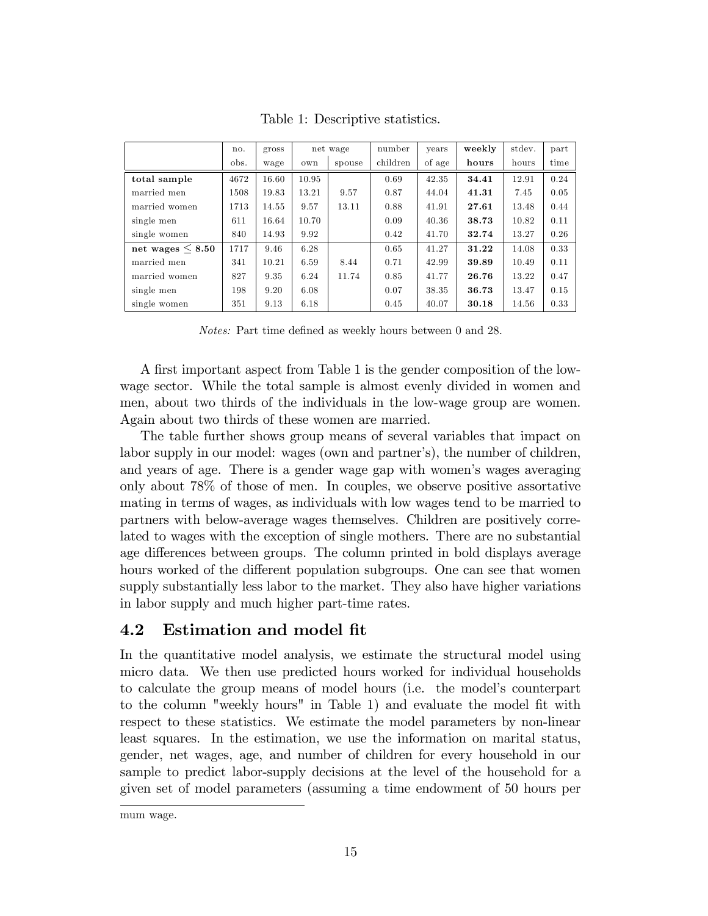Table 1: Descriptive statistics.

| | no. obs. | gross wage | net wage | | number children | years of age | **weekly hours** | stdev. hours | part time |
|---|---|---|---|---|---|---|---|---|---|
| | | | own | spouse | | | | | |
| **total sample** | 4672 | 16.60 | 10.95 | | 0.69 | 42.35 | **34.41** | 12.91 | 0.24 |
| married men | 1508 | 19.83 | 13.21 | 9.57 | 0.87 | 44.04 | **41.31** | 7.45 | 0.05 |
| married women | 1713 | 14.55 | 9.57 | 13.11 | 0.88 | 41.91 | **27.61** | 13.48 | 0.44 |
| single men | 611 | 16.64 | 10.70 | | 0.09 | 40.36 | **38.73** | 10.82 | 0.11 |
| single women | 840 | 14.93 | 9.92 | | 0.42 | 41.70 | **32.74** | 13.27 | 0.26 |
| **net wages $\leq$ 8.50** | 1717 | 9.46 | 6.28 | | 0.65 | 41.27 | **31.22** | 14.08 | 0.33 |
| married men | 341 | 10.21 | 6.59 | 8.44 | 0.71 | 42.99 | **39.89** | 10.49 | 0.11 |
| married women | 827 | 9.35 | 6.24 | 11.74 | 0.85 | 41.77 | **26.76** | 13.22 | 0.47 |
| single men | 198 | 9.20 | 6.08 | | 0.07 | 38.35 | **36.73** | 13.47 | 0.15 |
| single women | 351 | 9.13 | 6.18 | | 0.45 | 40.07 | **30.18** | 14.56 | 0.33 |

*Notes:* Part time defined as weekly hours between 0 and 28.

A first important aspect from Table 1 is the gender composition of the low-wage sector. While the total sample is almost evenly divided in women and men, about two thirds of the individuals in the low-wage group are women. Again about two thirds of these women are married.

The table further shows group means of several variables that impact on labor supply in our model: wages (own and partner's), the number of children, and years of age. There is a gender wage gap with women's wages averaging only about 78% of those of men. In couples, we observe positive assortative mating in terms of wages, as individuals with low wages tend to be married to partners with below-average wages themselves. Children are positively correlated to wages with the exception of single mothers. There are no substantial age differences between groups. The column printed in bold displays average hours worked of the different population subgroups. One can see that women supply substantially less labor to the market. They also have higher variations in labor supply and much higher part-time rates.

## 4.2 Estimation and model fit

In the quantitative model analysis, we estimate the structural model using micro data. We then use predicted hours worked for individual households to calculate the group means of model hours (i.e. the model's counterpart to the column "weekly hours" in Table 1) and evaluate the model fit with respect to these statistics. We estimate the model parameters by non-linear least squares. In the estimation, we use the information on marital status, gender, net wages, age, and number of children for every household in our sample to predict labor-supply decisions at the level of the household for a given set of model parameters (assuming a time endowment of 50 hours per

mum wage.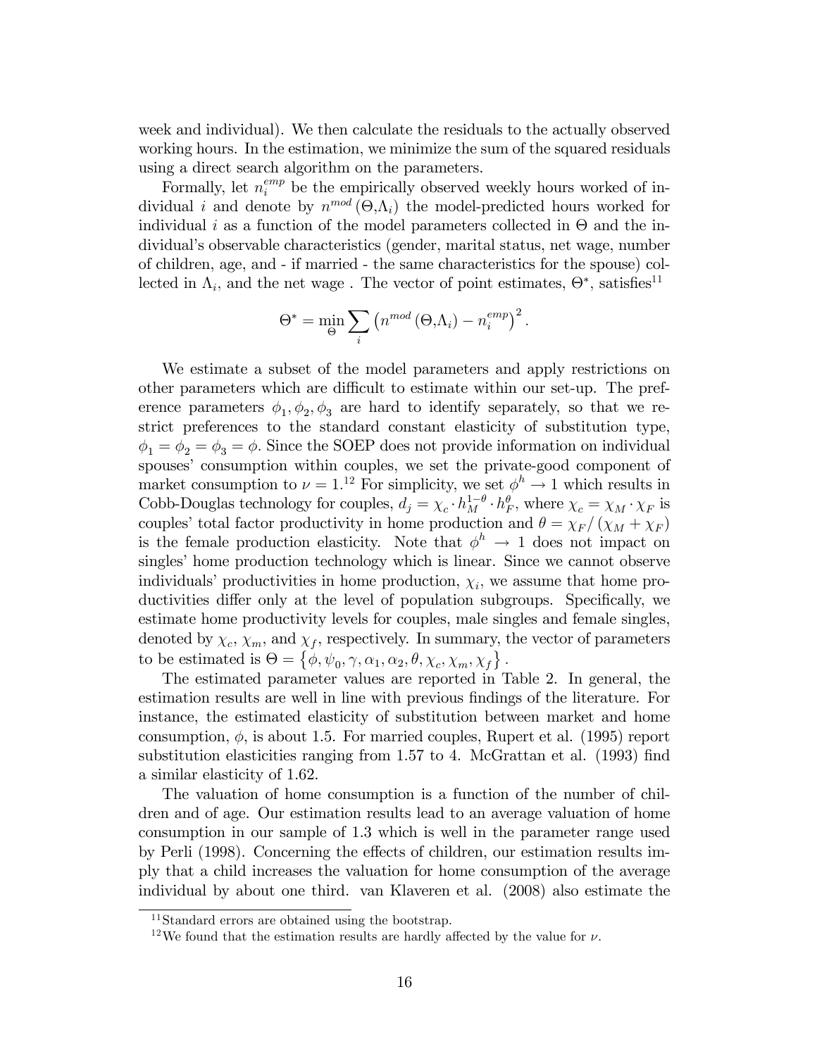week and individual). We then calculate the residuals to the actually observed working hours. In the estimation, we minimize the sum of the squared residuals using a direct search algorithm on the parameters.

Formally, let $n_i^{emp}$ be the empirically observed weekly hours worked of individual $i$ and denote by $n^{mod}(\Theta,\Lambda_i)$ the model-predicted hours worked for individual $i$ as a function of the model parameters collected in $\Theta$ and the individual's observable characteristics (gender, marital status, net wage, number of children, age, and - if married - the same characteristics for the spouse) collected in $\Lambda_i$, and the net wage . The vector of point estimates, $\Theta^*$, satisfies[11]

$$\Theta^* = \min_{\Theta} \sum_i \left( n^{mod}(\Theta,\Lambda_i) - n_i^{emp} \right)^2 .$$

We estimate a subset of the model parameters and apply restrictions on other parameters which are difficult to estimate within our set-up. The preference parameters $\phi_1, \phi_2, \phi_3$ are hard to identify separately, so that we restrict preferences to the standard constant elasticity of substitution type, $\phi_1 = \phi_2 = \phi_3 = \phi$. Since the SOEP does not provide information on individual spouses' consumption within couples, we set the private-good component of market consumption to $\nu = 1$.[12] For simplicity, we set $\phi^h \to 1$ which results in Cobb-Douglas technology for couples, $d_j = \chi_c \cdot h_M^{1-\theta} \cdot h_F^{\theta}$, where $\chi_c = \chi_M \cdot \chi_F$ is couples' total factor productivity in home production and $\theta = \chi_F / (\chi_M + \chi_F)$ is the female production elasticity. Note that $\phi^h \to 1$ does not impact on singles' home production technology which is linear. Since we cannot observe individuals' productivities in home production, $\chi_i$, we assume that home productivities differ only at the level of population subgroups. Specifically, we estimate home productivity levels for couples, male singles and female singles, denoted by $\chi_c$, $\chi_m$, and $\chi_f$, respectively. In summary, the vector of parameters to be estimated is $\Theta = \left\{ \phi, \psi_0, \gamma, \alpha_1, \alpha_2, \theta, \chi_c, \chi_m, \chi_f \right\}$.

The estimated parameter values are reported in Table 2. In general, the estimation results are well in line with previous findings of the literature. For instance, the estimated elasticity of substitution between market and home consumption, $\phi$, is about 1.5. For married couples, Rupert et al. (1995) report substitution elasticities ranging from 1.57 to 4. McGrattan et al. (1993) find a similar elasticity of 1.62.

The valuation of home consumption is a function of the number of children and of age. Our estimation results lead to an average valuation of home consumption in our sample of 1.3 which is well in the parameter range used by Perli (1998). Concerning the effects of children, our estimation results imply that a child increases the valuation for home consumption of the average individual by about one third. van Klaveren et al. (2008) also estimate the

[11] Standard errors are obtained using the bootstrap.

[12] We found that the estimation results are hardly affected by the value for $\nu$.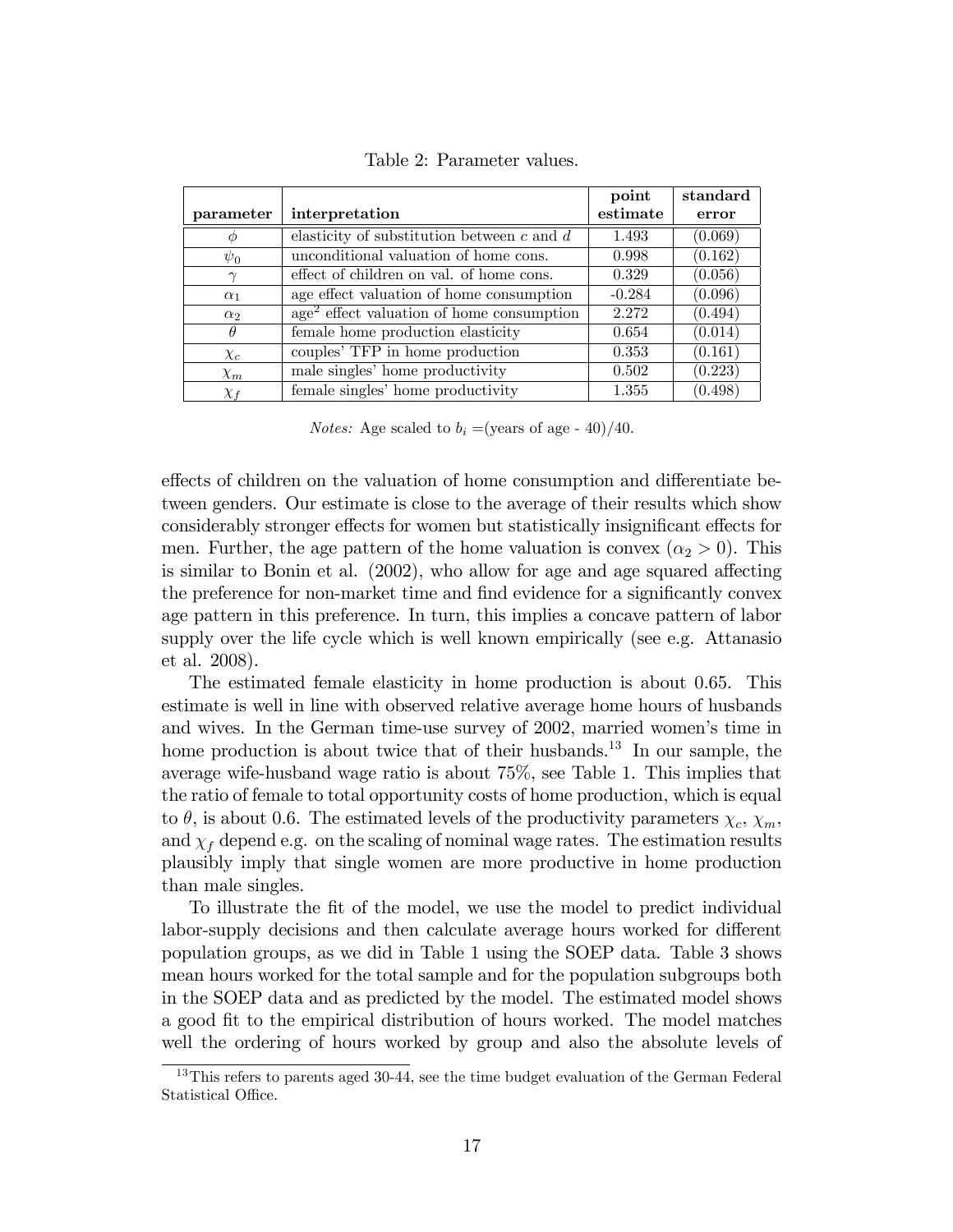Table 2: Parameter values.

| parameter | interpretation | point estimate | standard error |
|---|---|---|---|
| $\phi$ | elasticity of substitution between $c$ and $d$ | 1.493 | (0.069) |
| $\psi_0$ | unconditional valuation of home cons. | 0.998 | (0.162) |
| $\gamma$ | effect of children on val. of home cons. | 0.329 | (0.056) |
| $\alpha_1$ | age effect valuation of home consumption | -0.284 | (0.096) |
| $\alpha_2$ | age$^2$ effect valuation of home consumption | 2.272 | (0.494) |
| $\theta$ | female home production elasticity | 0.654 | (0.014) |
| $\chi_c$ | couples' TFP in home production | 0.353 | (0.161) |
| $\chi_m$ | male singles' home productivity | 0.502 | (0.223) |
| $\chi_f$ | female singles' home productivity | 1.355 | (0.498) |

*Notes:* Age scaled to $b_i$ =(years of age - 40)/40.

effects of children on the valuation of home consumption and differentiate between genders. Our estimate is close to the average of their results which show considerably stronger effects for women but statistically insignificant effects for men. Further, the age pattern of the home valuation is convex ($\alpha_2 > 0$). This is similar to Bonin et al. (2002), who allow for age and age squared affecting the preference for non-market time and find evidence for a significantly convex age pattern in this preference. In turn, this implies a concave pattern of labor supply over the life cycle which is well known empirically (see e.g. Attanasio et al. 2008).

The estimated female elasticity in home production is about 0.65. This estimate is well in line with observed relative average home hours of husbands and wives. In the German time-use survey of 2002, married women's time in home production is about twice that of their husbands.[13] In our sample, the average wife-husband wage ratio is about 75%, see Table 1. This implies that the ratio of female to total opportunity costs of home production, which is equal to $\theta$, is about 0.6. The estimated levels of the productivity parameters $\chi_c$, $\chi_m$, and $\chi_f$ depend e.g. on the scaling of nominal wage rates. The estimation results plausibly imply that single women are more productive in home production than male singles.

To illustrate the fit of the model, we use the model to predict individual labor-supply decisions and then calculate average hours worked for different population groups, as we did in Table 1 using the SOEP data. Table 3 shows mean hours worked for the total sample and for the population subgroups both in the SOEP data and as predicted by the model. The estimated model shows a good fit to the empirical distribution of hours worked. The model matches well the ordering of hours worked by group and also the absolute levels of

[13] This refers to parents aged 30-44, see the time budget evaluation of the German Federal Statistical Office.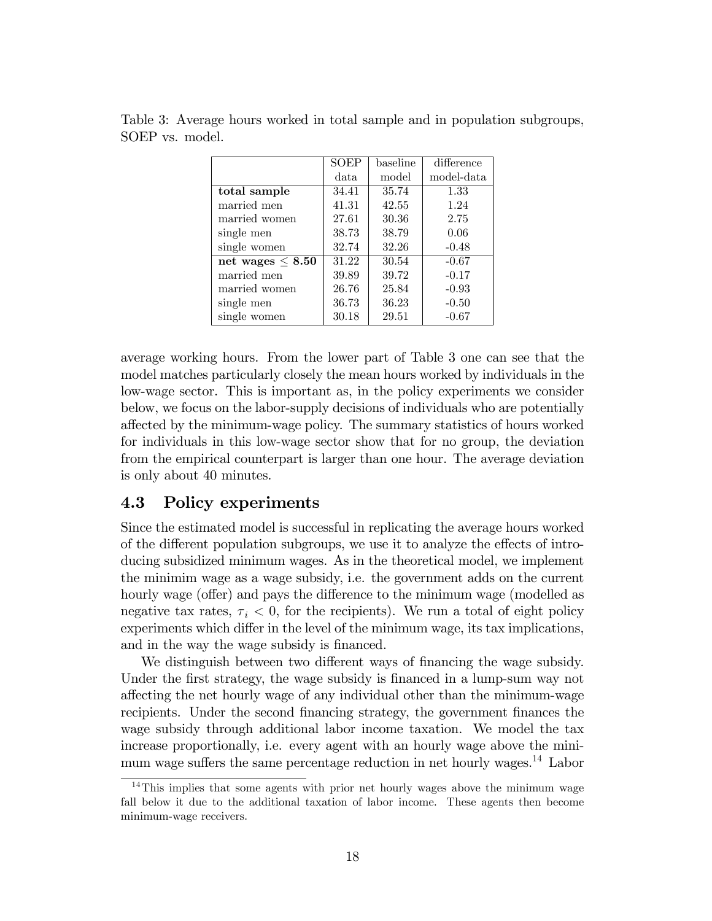Table 3: Average hours worked in total sample and in population subgroups, SOEP vs. model.

| | SOEP data | baseline model | difference model-data |
|---|---|---|---|
| **total sample** | 34.41 | 35.74 | 1.33 |
| married men | 41.31 | 42.55 | 1.24 |
| married women | 27.61 | 30.36 | 2.75 |
| single men | 38.73 | 38.79 | 0.06 |
| single women | 32.74 | 32.26 | -0.48 |
| **net wages $\leq$ 8.50** | 31.22 | 30.54 | -0.67 |
| married men | 39.89 | 39.72 | -0.17 |
| married women | 26.76 | 25.84 | -0.93 |
| single men | 36.73 | 36.23 | -0.50 |
| single women | 30.18 | 29.51 | -0.67 |

average working hours. From the lower part of Table 3 one can see that the model matches particularly closely the mean hours worked by individuals in the low-wage sector. This is important as, in the policy experiments we consider below, we focus on the labor-supply decisions of individuals who are potentially affected by the minimum-wage policy. The summary statistics of hours worked for individuals in this low-wage sector show that for no group, the deviation from the empirical counterpart is larger than one hour. The average deviation is only about 40 minutes.

## 4.3 Policy experiments

Since the estimated model is successful in replicating the average hours worked of the different population subgroups, we use it to analyze the effects of introducing subsidized minimum wages. As in the theoretical model, we implement the minimim wage as a wage subsidy, i.e. the government adds on the current hourly wage (offer) and pays the difference to the minimum wage (modelled as negative tax rates, $\tau_i < 0$, for the recipients). We run a total of eight policy experiments which differ in the level of the minimum wage, its tax implications, and in the way the wage subsidy is financed.

We distinguish between two different ways of financing the wage subsidy. Under the first strategy, the wage subsidy is financed in a lump-sum way not affecting the net hourly wage of any individual other than the minimum-wage recipients. Under the second financing strategy, the government finances the wage subsidy through additional labor income taxation. We model the tax increase proportionally, i.e. every agent with an hourly wage above the minimum wage suffers the same percentage reduction in net hourly wages.[14] Labor

[14] This implies that some agents with prior net hourly wages above the minimum wage fall below it due to the additional taxation of labor income. These agents then become minimum-wage receivers.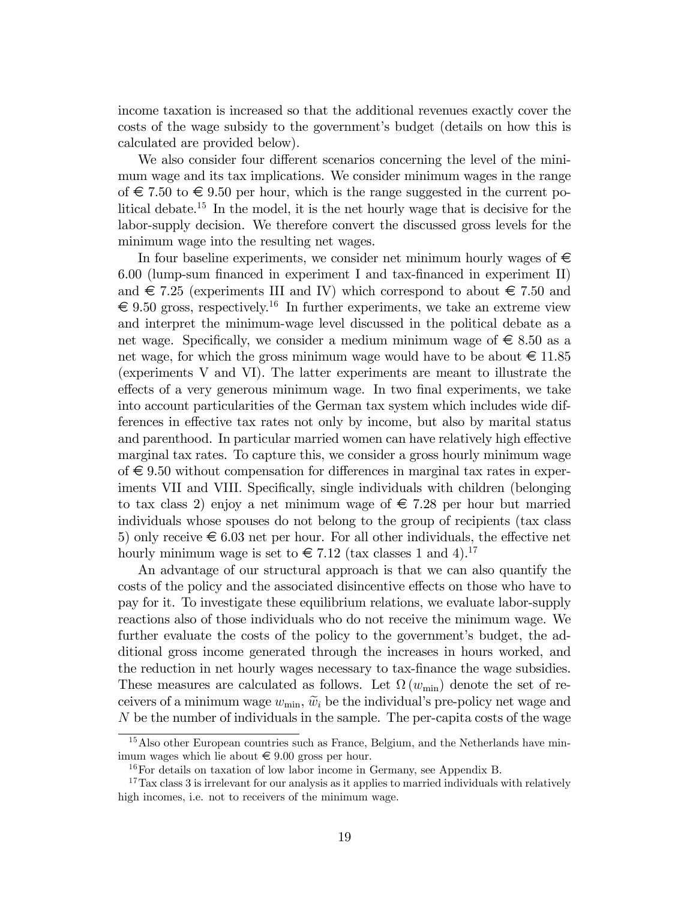income taxation is increased so that the additional revenues exactly cover the costs of the wage subsidy to the government's budget (details on how this is calculated are provided below).

We also consider four different scenarios concerning the level of the minimum wage and its tax implications. We consider minimum wages in the range of € 7.50 to € 9.50 per hour, which is the range suggested in the current political debate.[15] In the model, it is the net hourly wage that is decisive for the labor-supply decision. We therefore convert the discussed gross levels for the minimum wage into the resulting net wages.

In four baseline experiments, we consider net minimum hourly wages of € 6.00 (lump-sum financed in experiment I and tax-financed in experiment II) and € 7.25 (experiments III and IV) which correspond to about € 7.50 and € 9.50 gross, respectively.[16] In further experiments, we take an extreme view and interpret the minimum-wage level discussed in the political debate as a net wage. Specifically, we consider a medium minimum wage of € 8.50 as a net wage, for which the gross minimum wage would have to be about € 11.85 (experiments V and VI). The latter experiments are meant to illustrate the effects of a very generous minimum wage. In two final experiments, we take into account particularities of the German tax system which includes wide differences in effective tax rates not only by income, but also by marital status and parenthood. In particular married women can have relatively high effective marginal tax rates. To capture this, we consider a gross hourly minimum wage of € 9.50 without compensation for differences in marginal tax rates in experiments VII and VIII. Specifically, single individuals with children (belonging to tax class 2) enjoy a net minimum wage of € 7.28 per hour but married individuals whose spouses do not belong to the group of recipients (tax class 5) only receive € 6.03 net per hour. For all other individuals, the effective net hourly minimum wage is set to € 7.12 (tax classes 1 and 4).[17]

An advantage of our structural approach is that we can also quantify the costs of the policy and the associated disincentive effects on those who have to pay for it. To investigate these equilibrium relations, we evaluate labor-supply reactions also of those individuals who do not receive the minimum wage. We further evaluate the costs of the policy to the government's budget, the additional gross income generated through the increases in hours worked, and the reduction in net hourly wages necessary to tax-finance the wage subsidies. These measures are calculated as follows. Let $\Omega\left(w_{\min}\right)$ denote the set of receivers of a minimum wage $w_{\min}$, $\widetilde{w}_i$ be the individual's pre-policy net wage and $N$ be the number of individuals in the sample. The per-capita costs of the wage

[15] Also other European countries such as France, Belgium, and the Netherlands have minimum wages which lie about € 9.00 gross per hour.

[16] For details on taxation of low labor income in Germany, see Appendix B.

[17] Tax class 3 is irrelevant for our analysis as it applies to married individuals with relatively high incomes, i.e. not to receivers of the minimum wage.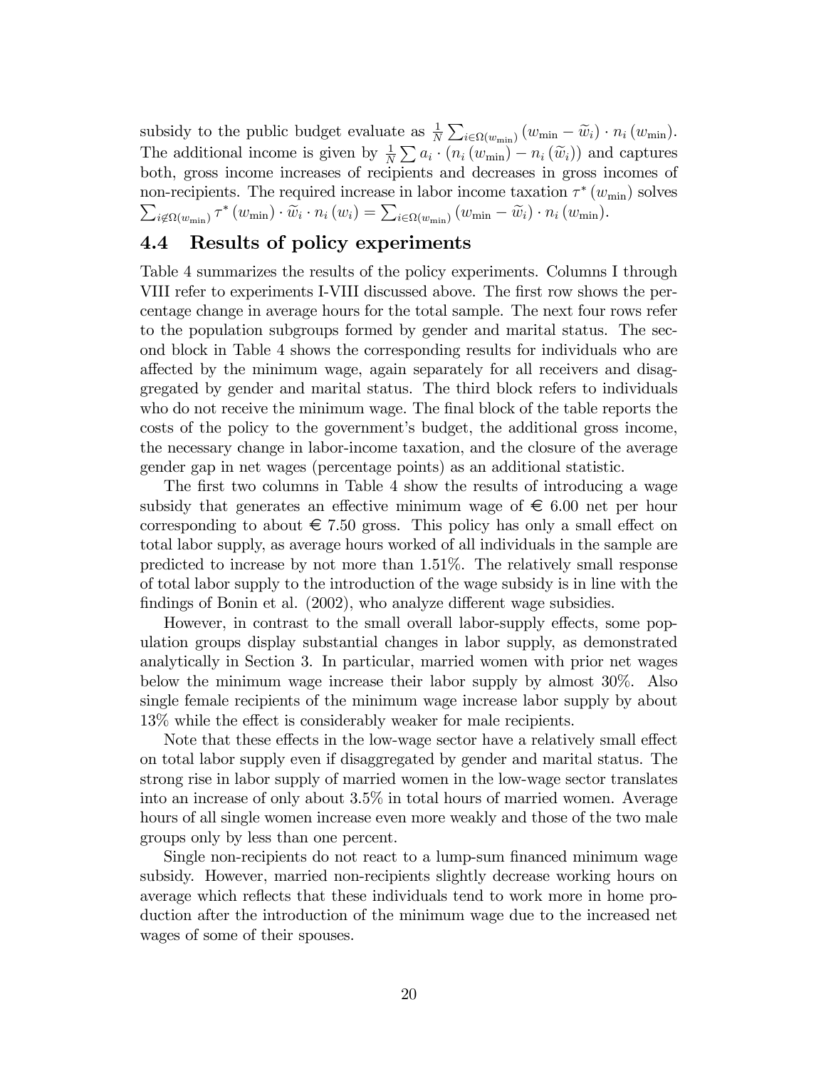subsidy to the public budget evaluate as $\frac{1}{N}\sum_{i\in\Omega(w_{\min})}(w_{\min}-\widetilde{w}_i)\cdot n_i(w_{\min})$. The additional income is given by $\frac{1}{N}\sum a_i\cdot(n_i(w_{\min})-n_i(\widetilde{w}_i))$ and captures both, gross income increases of recipients and decreases in gross incomes of non-recipients. The required increase in labor income taxation $\tau^*(w_{\min})$ solves $\sum_{i\notin\Omega(w_{\min})}\tau^*(w_{\min})\cdot\widetilde{w}_i\cdot n_i(w_i)=\sum_{i\in\Omega(w_{\min})}(w_{\min}-\widetilde{w}_i)\cdot n_i(w_{\min})$.

## 4.4 Results of policy experiments

Table 4 summarizes the results of the policy experiments. Columns I through VIII refer to experiments I-VIII discussed above. The first row shows the percentage change in average hours for the total sample. The next four rows refer to the population subgroups formed by gender and marital status. The second block in Table 4 shows the corresponding results for individuals who are affected by the minimum wage, again separately for all receivers and disaggregated by gender and marital status. The third block refers to individuals who do not receive the minimum wage. The final block of the table reports the costs of the policy to the government's budget, the additional gross income, the necessary change in labor-income taxation, and the closure of the average gender gap in net wages (percentage points) as an additional statistic.

The first two columns in Table 4 show the results of introducing a wage subsidy that generates an effective minimum wage of € 6.00 net per hour corresponding to about € 7.50 gross. This policy has only a small effect on total labor supply, as average hours worked of all individuals in the sample are predicted to increase by not more than 1.51%. The relatively small response of total labor supply to the introduction of the wage subsidy is in line with the findings of Bonin et al. (2002), who analyze different wage subsidies.

However, in contrast to the small overall labor-supply effects, some population groups display substantial changes in labor supply, as demonstrated analytically in Section 3. In particular, married women with prior net wages below the minimum wage increase their labor supply by almost 30%. Also single female recipients of the minimum wage increase labor supply by about 13% while the effect is considerably weaker for male recipients.

Note that these effects in the low-wage sector have a relatively small effect on total labor supply even if disaggregated by gender and marital status. The strong rise in labor supply of married women in the low-wage sector translates into an increase of only about 3.5% in total hours of married women. Average hours of all single women increase even more weakly and those of the two male groups only by less than one percent.

Single non-recipients do not react to a lump-sum financed minimum wage subsidy. However, married non-recipients slightly decrease working hours on average which reflects that these individuals tend to work more in home production after the introduction of the minimum wage due to the increased net wages of some of their spouses.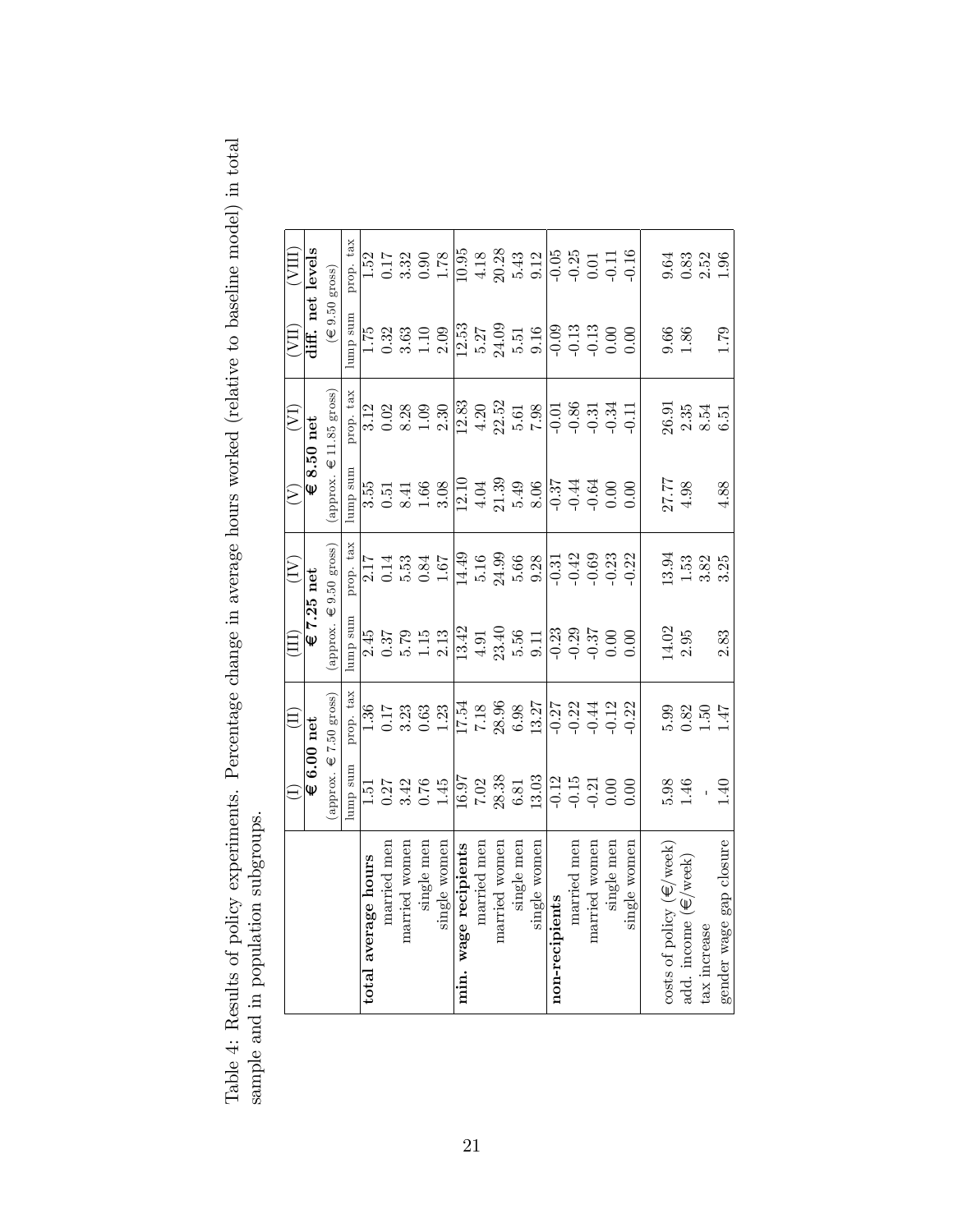Table 4: Results of policy experiments. Percentage change in average hours worked (relative to baseline model) in total sample and in population subgroups.

| | (I) | (II) | (III) | (IV) | (V) | (VI) | (VII) | (VIII) |
|---|---|---|---|---|---|---|---|---|
| | **€ 6.00 net** | | **€ 7.25 net** | | **€ 8.50 net** | | **diff. net levels** | |
| | (approx. € 7.50 gross) | | (approx. € 9.50 gross) | | (approx. € 11.85 gross) | | (€ 9.50 gross) | |
| | lump sum | prop. tax | lump sum | prop. tax | lump sum | prop. tax | lump sum | prop. tax |
| **total average hours** | 1.51 | 1.36 | 2.45 | 2.17 | 3.55 | 3.12 | 1.75 | 1.52 |
| married men | 0.27 | 0.17 | 0.37 | 0.14 | 0.51 | 0.02 | 0.32 | 0.17 |
| married women | 3.42 | 3.23 | 5.79 | 5.53 | 8.41 | 8.28 | 3.63 | 3.32 |
| single men | 0.76 | 0.63 | 1.15 | 0.84 | 1.66 | 1.09 | 1.10 | 0.90 |
| single women | 1.45 | 1.23 | 2.13 | 1.67 | 3.08 | 2.30 | 2.09 | 1.78 |
| **min. wage recipients** | 16.97 | 17.54 | 13.42 | 14.49 | 12.10 | 12.83 | 12.53 | 10.95 |
| married men | 7.02 | 7.18 | 4.91 | 5.16 | 4.04 | 4.20 | 5.27 | 4.18 |
| married women | 28.38 | 28.96 | 23.40 | 24.99 | 21.39 | 22.52 | 24.09 | 20.28 |
| single men | 6.81 | 6.98 | 5.56 | 5.66 | 5.49 | 5.61 | 5.51 | 5.43 |
| single women | 13.03 | 13.27 | 9.11 | 9.28 | 8.06 | 7.98 | 9.16 | 9.12 |
| **non-recipients** | -0.12 | -0.27 | -0.23 | -0.31 | -0.37 | -0.01 | -0.09 | -0.05 |
| married men | -0.15 | -0.22 | -0.29 | -0.42 | -0.44 | -0.86 | -0.13 | -0.25 |
| married women | -0.21 | -0.44 | -0.37 | -0.69 | -0.64 | -0.31 | -0.13 | 0.01 |
| single men | 0.00 | -0.12 | 0.00 | -0.23 | 0.00 | -0.34 | 0.00 | -0.11 |
| single women | 0.00 | -0.22 | 0.00 | -0.22 | 0.00 | -0.11 | 0.00 | -0.16 |
| costs of policy (€/week) | 5.98 | 5.99 | 14.02 | 13.94 | 27.77 | 26.91 | 9.66 | 9.64 |
| add. income (€/week) | 1.46 | 0.82 | 2.95 | 1.53 | 4.98 | 2.35 | 1.86 | 0.83 |
| tax increase | - | 1.50 | | 3.82 | | 8.54 | | 2.52 |
| gender wage gap closure | 1.40 | 1.47 | 2.83 | 3.25 | 4.88 | 6.51 | 1.79 | 1.96 |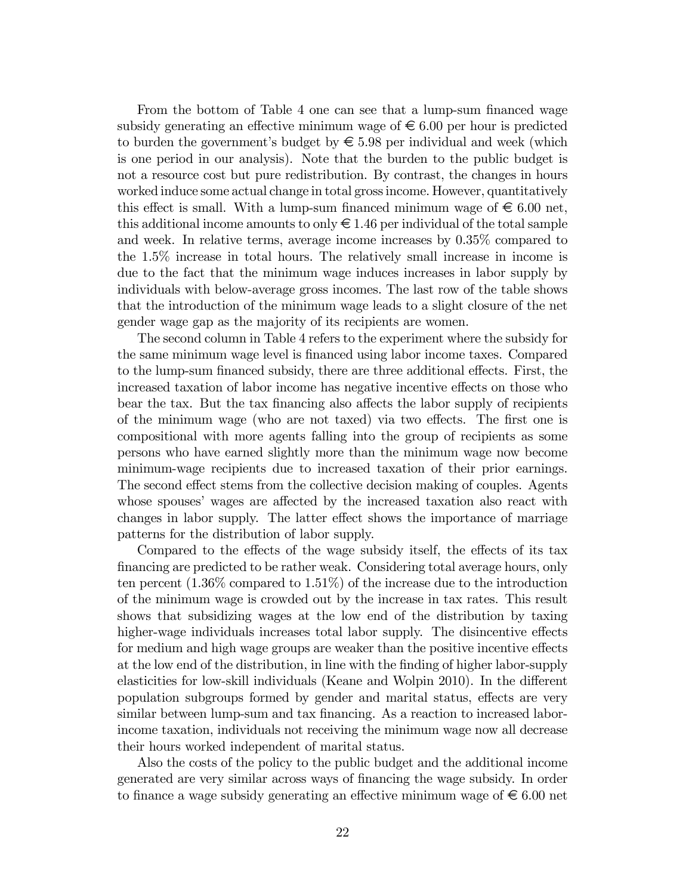From the bottom of Table 4 one can see that a lump-sum financed wage subsidy generating an effective minimum wage of € 6.00 per hour is predicted to burden the government's budget by € 5.98 per individual and week (which is one period in our analysis). Note that the burden to the public budget is not a resource cost but pure redistribution. By contrast, the changes in hours worked induce some actual change in total gross income. However, quantitatively this effect is small. With a lump-sum financed minimum wage of € 6.00 net, this additional income amounts to only € 1.46 per individual of the total sample and week. In relative terms, average income increases by 0.35% compared to the 1.5% increase in total hours. The relatively small increase in income is due to the fact that the minimum wage induces increases in labor supply by individuals with below-average gross incomes. The last row of the table shows that the introduction of the minimum wage leads to a slight closure of the net gender wage gap as the majority of its recipients are women.

The second column in Table 4 refers to the experiment where the subsidy for the same minimum wage level is financed using labor income taxes. Compared to the lump-sum financed subsidy, there are three additional effects. First, the increased taxation of labor income has negative incentive effects on those who bear the tax. But the tax financing also affects the labor supply of recipients of the minimum wage (who are not taxed) via two effects. The first one is compositional with more agents falling into the group of recipients as some persons who have earned slightly more than the minimum wage now become minimum-wage recipients due to increased taxation of their prior earnings. The second effect stems from the collective decision making of couples. Agents whose spouses' wages are affected by the increased taxation also react with changes in labor supply. The latter effect shows the importance of marriage patterns for the distribution of labor supply.

Compared to the effects of the wage subsidy itself, the effects of its tax financing are predicted to be rather weak. Considering total average hours, only ten percent (1.36% compared to 1.51%) of the increase due to the introduction of the minimum wage is crowded out by the increase in tax rates. This result shows that subsidizing wages at the low end of the distribution by taxing higher-wage individuals increases total labor supply. The disincentive effects for medium and high wage groups are weaker than the positive incentive effects at the low end of the distribution, in line with the finding of higher labor-supply elasticities for low-skill individuals (Keane and Wolpin 2010). In the different population subgroups formed by gender and marital status, effects are very similar between lump-sum and tax financing. As a reaction to increased labor-income taxation, individuals not receiving the minimum wage now all decrease their hours worked independent of marital status.

Also the costs of the policy to the public budget and the additional income generated are very similar across ways of financing the wage subsidy. In order to finance a wage subsidy generating an effective minimum wage of € 6.00 net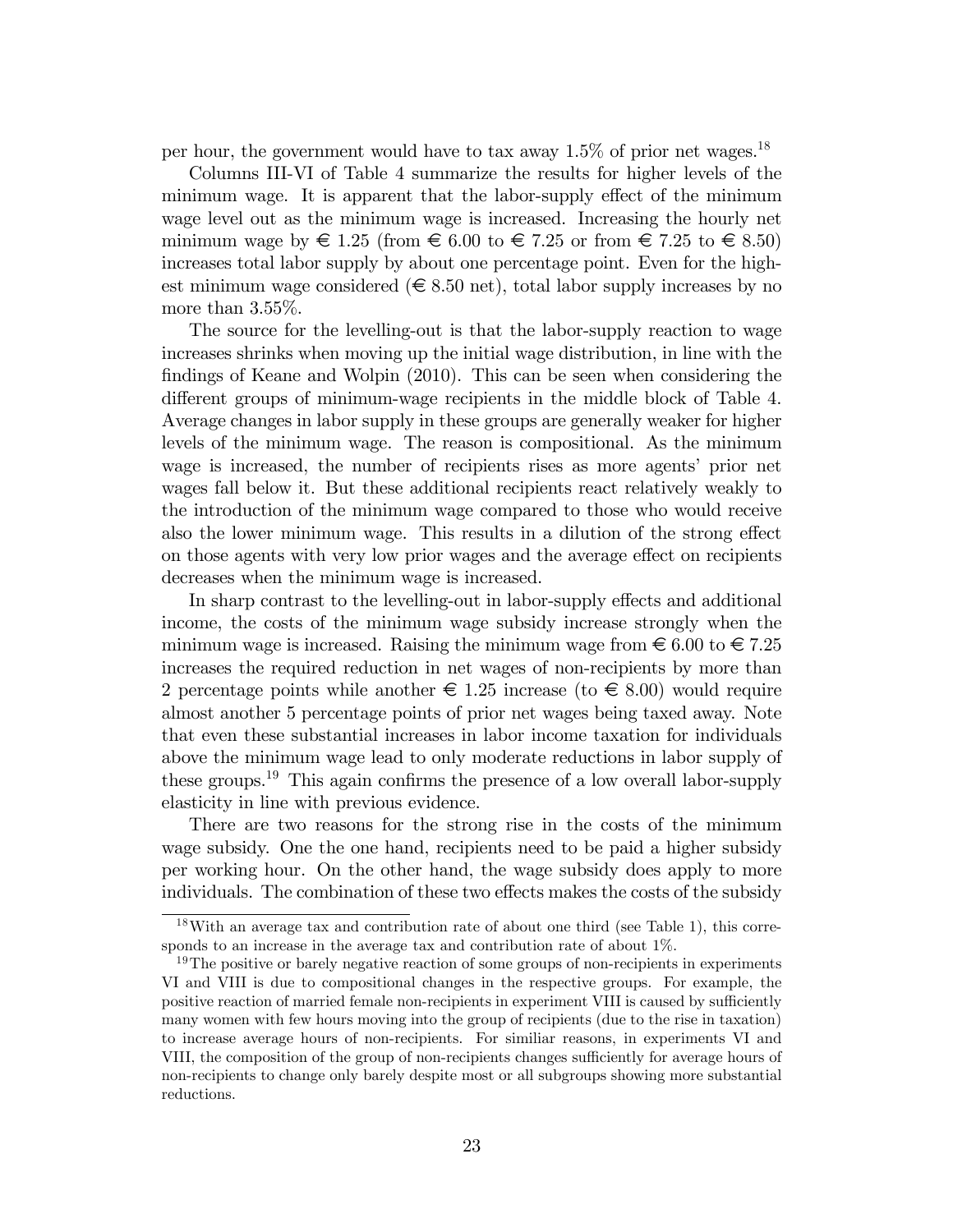per hour, the government would have to tax away 1.5% of prior net wages.[18]

Columns III-VI of Table 4 summarize the results for higher levels of the minimum wage. It is apparent that the labor-supply effect of the minimum wage level out as the minimum wage is increased. Increasing the hourly net minimum wage by € 1.25 (from € 6.00 to € 7.25 or from € 7.25 to € 8.50) increases total labor supply by about one percentage point. Even for the highest minimum wage considered (€ 8.50 net), total labor supply increases by no more than 3.55%.

The source for the levelling-out is that the labor-supply reaction to wage increases shrinks when moving up the initial wage distribution, in line with the findings of Keane and Wolpin (2010). This can be seen when considering the different groups of minimum-wage recipients in the middle block of Table 4. Average changes in labor supply in these groups are generally weaker for higher levels of the minimum wage. The reason is compositional. As the minimum wage is increased, the number of recipients rises as more agents' prior net wages fall below it. But these additional recipients react relatively weakly to the introduction of the minimum wage compared to those who would receive also the lower minimum wage. This results in a dilution of the strong effect on those agents with very low prior wages and the average effect on recipients decreases when the minimum wage is increased.

In sharp contrast to the levelling-out in labor-supply effects and additional income, the costs of the minimum wage subsidy increase strongly when the minimum wage is increased. Raising the minimum wage from € 6.00 to € 7.25 increases the required reduction in net wages of non-recipients by more than 2 percentage points while another € 1.25 increase (to € 8.00) would require almost another 5 percentage points of prior net wages being taxed away. Note that even these substantial increases in labor income taxation for individuals above the minimum wage lead to only moderate reductions in labor supply of these groups.[19] This again confirms the presence of a low overall labor-supply elasticity in line with previous evidence.

There are two reasons for the strong rise in the costs of the minimum wage subsidy. One the one hand, recipients need to be paid a higher subsidy per working hour. On the other hand, the wage subsidy does apply to more individuals. The combination of these two effects makes the costs of the subsidy

[18] With an average tax and contribution rate of about one third (see Table 1), this corresponds to an increase in the average tax and contribution rate of about 1%.

[19] The positive or barely negative reaction of some groups of non-recipients in experiments VI and VIII is due to compositional changes in the respective groups. For example, the positive reaction of married female non-recipients in experiment VIII is caused by sufficiently many women with few hours moving into the group of recipients (due to the rise in taxation) to increase average hours of non-recipients. For similiar reasons, in experiments VI and VIII, the composition of the group of non-recipients changes sufficiently for average hours of non-recipients to change only barely despite most or all subgroups showing more substantial reductions.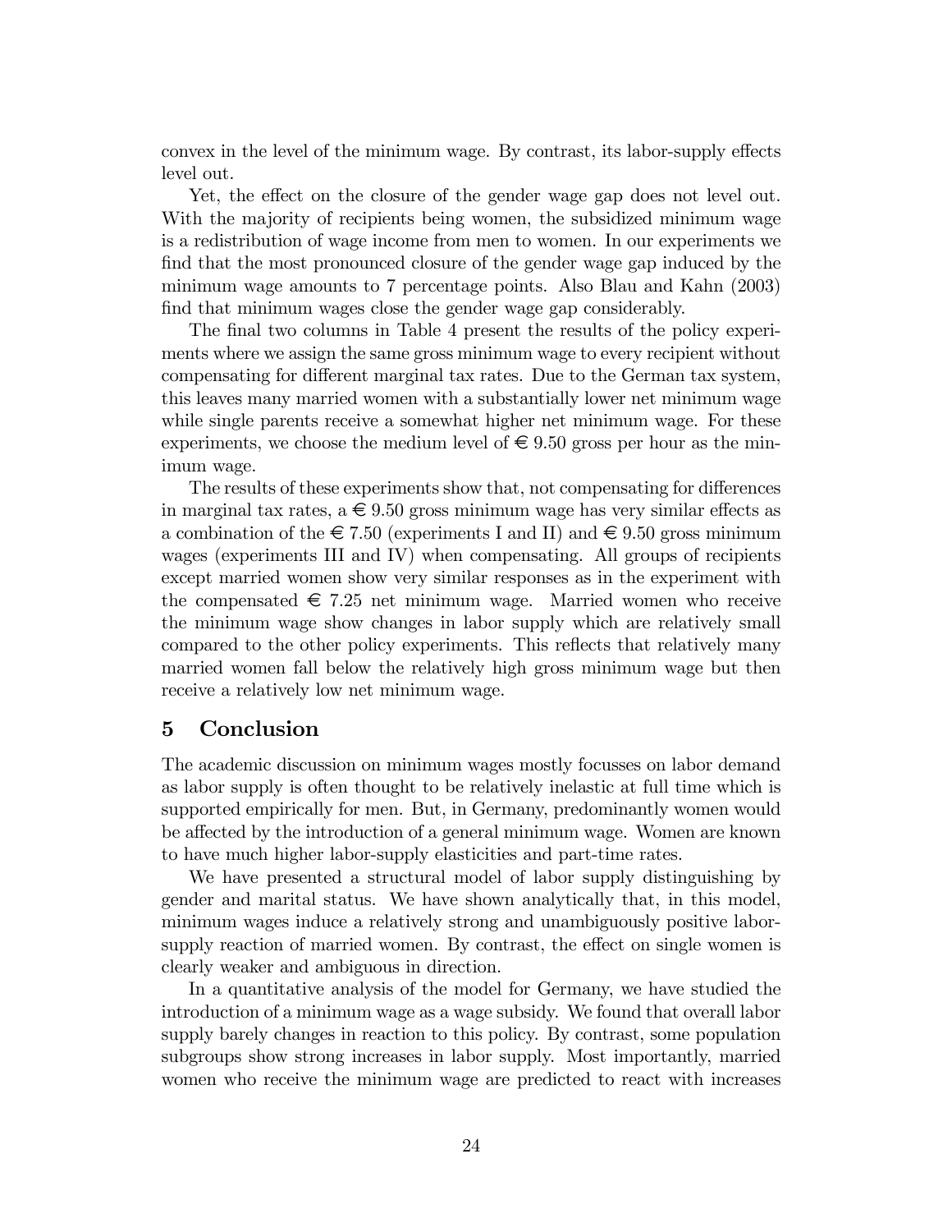convex in the level of the minimum wage. By contrast, its labor-supply effects level out.

Yet, the effect on the closure of the gender wage gap does not level out. With the majority of recipients being women, the subsidized minimum wage is a redistribution of wage income from men to women. In our experiments we find that the most pronounced closure of the gender wage gap induced by the minimum wage amounts to 7 percentage points. Also Blau and Kahn (2003) find that minimum wages close the gender wage gap considerably.

The final two columns in Table 4 present the results of the policy experiments where we assign the same gross minimum wage to every recipient without compensating for different marginal tax rates. Due to the German tax system, this leaves many married women with a substantially lower net minimum wage while single parents receive a somewhat higher net minimum wage. For these experiments, we choose the medium level of € 9.50 gross per hour as the minimum wage.

The results of these experiments show that, not compensating for differences in marginal tax rates, a € 9.50 gross minimum wage has very similar effects as a combination of the € 7.50 (experiments I and II) and € 9.50 gross minimum wages (experiments III and IV) when compensating. All groups of recipients except married women show very similar responses as in the experiment with the compensated € 7.25 net minimum wage. Married women who receive the minimum wage show changes in labor supply which are relatively small compared to the other policy experiments. This reflects that relatively many married women fall below the relatively high gross minimum wage but then receive a relatively low net minimum wage.

## 5 Conclusion

The academic discussion on minimum wages mostly focusses on labor demand as labor supply is often thought to be relatively inelastic at full time which is supported empirically for men. But, in Germany, predominantly women would be affected by the introduction of a general minimum wage. Women are known to have much higher labor-supply elasticities and part-time rates.

We have presented a structural model of labor supply distinguishing by gender and marital status. We have shown analytically that, in this model, minimum wages induce a relatively strong and unambiguously positive labor-supply reaction of married women. By contrast, the effect on single women is clearly weaker and ambiguous in direction.

In a quantitative analysis of the model for Germany, we have studied the introduction of a minimum wage as a wage subsidy. We found that overall labor supply barely changes in reaction to this policy. By contrast, some population subgroups show strong increases in labor supply. Most importantly, married women who receive the minimum wage are predicted to react with increases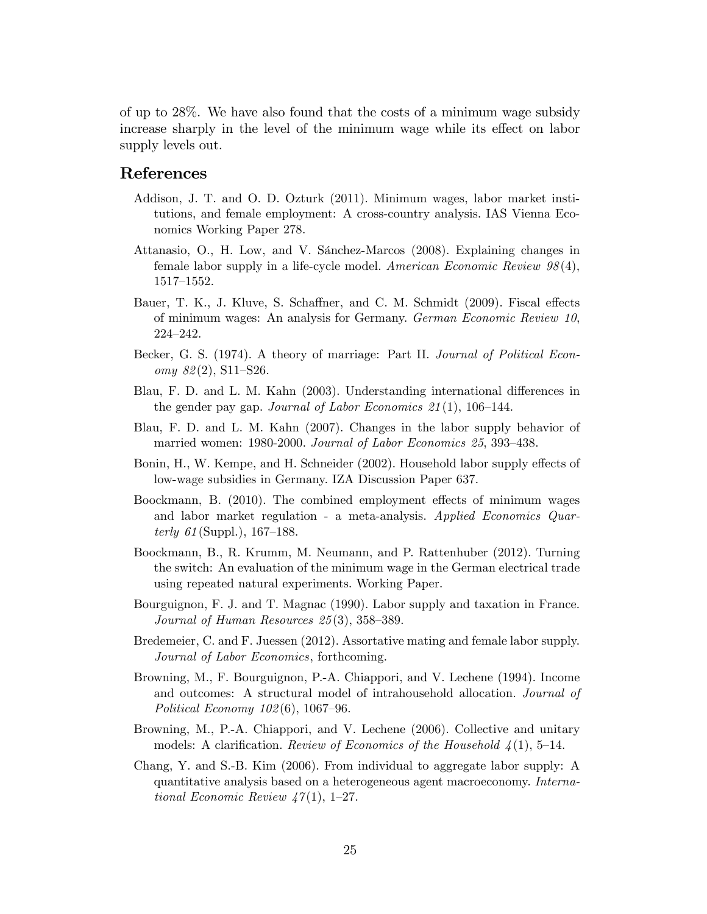of up to 28%. We have also found that the costs of a minimum wage subsidy increase sharply in the level of the minimum wage while its effect on labor supply levels out.

## References

Addison, J. T. and O. D. Ozturk (2011). Minimum wages, labor market institutions, and female employment: A cross-country analysis. IAS Vienna Economics Working Paper 278.

Attanasio, O., H. Low, and V. Sánchez-Marcos (2008). Explaining changes in female labor supply in a life-cycle model. *American Economic Review 98*(4), 1517–1552.

Bauer, T. K., J. Kluve, S. Schaffner, and C. M. Schmidt (2009). Fiscal effects of minimum wages: An analysis for Germany. *German Economic Review 10*, 224–242.

Becker, G. S. (1974). A theory of marriage: Part II. *Journal of Political Economy 82*(2), S11–S26.

Blau, F. D. and L. M. Kahn (2003). Understanding international differences in the gender pay gap. *Journal of Labor Economics 21*(1), 106–144.

Blau, F. D. and L. M. Kahn (2007). Changes in the labor supply behavior of married women: 1980-2000. *Journal of Labor Economics 25*, 393–438.

Bonin, H., W. Kempe, and H. Schneider (2002). Household labor supply effects of low-wage subsidies in Germany. IZA Discussion Paper 637.

Boockmann, B. (2010). The combined employment effects of minimum wages and labor market regulation - a meta-analysis. *Applied Economics Quarterly 61*(Suppl.), 167–188.

Boockmann, B., R. Krumm, M. Neumann, and P. Rattenhuber (2012). Turning the switch: An evaluation of the minimum wage in the German electrical trade using repeated natural experiments. Working Paper.

Bourguignon, F. J. and T. Magnac (1990). Labor supply and taxation in France. *Journal of Human Resources 25*(3), 358–389.

Bredemeier, C. and F. Juessen (2012). Assortative mating and female labor supply. *Journal of Labor Economics*, forthcoming.

Browning, M., F. Bourguignon, P.-A. Chiappori, and V. Lechene (1994). Income and outcomes: A structural model of intrahousehold allocation. *Journal of Political Economy 102*(6), 1067–96.

Browning, M., P.-A. Chiappori, and V. Lechene (2006). Collective and unitary models: A clarification. *Review of Economics of the Household 4*(1), 5–14.

Chang, Y. and S.-B. Kim (2006). From individual to aggregate labor supply: A quantitative analysis based on a heterogeneous agent macroeconomy. *International Economic Review 47*(1), 1–27.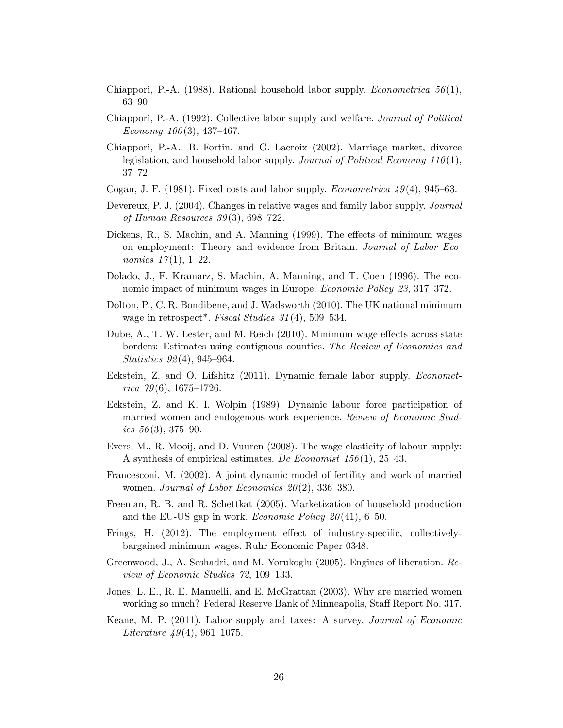Chiappori, P.-A. (1988). Rational household labor supply. *Econometrica 56*(1), 63–90.

Chiappori, P.-A. (1992). Collective labor supply and welfare. *Journal of Political Economy 100*(3), 437–467.

Chiappori, P.-A., B. Fortin, and G. Lacroix (2002). Marriage market, divorce legislation, and household labor supply. *Journal of Political Economy 110*(1), 37–72.

Cogan, J. F. (1981). Fixed costs and labor supply. *Econometrica 49*(4), 945–63.

Devereux, P. J. (2004). Changes in relative wages and family labor supply. *Journal of Human Resources 39*(3), 698–722.

Dickens, R., S. Machin, and A. Manning (1999). The effects of minimum wages on employment: Theory and evidence from Britain. *Journal of Labor Economics 17*(1), 1–22.

Dolado, J., F. Kramarz, S. Machin, A. Manning, and T. Coen (1996). The economic impact of minimum wages in Europe. *Economic Policy 23*, 317–372.

Dolton, P., C. R. Bondibene, and J. Wadsworth (2010). The UK national minimum wage in retrospect*. *Fiscal Studies 31*(4), 509–534.

Dube, A., T. W. Lester, and M. Reich (2010). Minimum wage effects across state borders: Estimates using contiguous counties. *The Review of Economics and Statistics 92*(4), 945–964.

Eckstein, Z. and O. Lifshitz (2011). Dynamic female labor supply. *Econometrica 79*(6), 1675–1726.

Eckstein, Z. and K. I. Wolpin (1989). Dynamic labour force participation of married women and endogenous work experience. *Review of Economic Studies 56*(3), 375–90.

Evers, M., R. Mooij, and D. Vuuren (2008). The wage elasticity of labour supply: A synthesis of empirical estimates. *De Economist 156*(1), 25–43.

Francesconi, M. (2002). A joint dynamic model of fertility and work of married women. *Journal of Labor Economics 20*(2), 336–380.

Freeman, R. B. and R. Schettkat (2005). Marketization of household production and the EU-US gap in work. *Economic Policy 20*(41), 6–50.

Frings, H. (2012). The employment effect of industry-specific, collectively-bargained minimum wages. Ruhr Economic Paper 0348.

Greenwood, J., A. Seshadri, and M. Yorukoglu (2005). Engines of liberation. *Review of Economic Studies 72*, 109–133.

Jones, L. E., R. E. Manuelli, and E. McGrattan (2003). Why are married women working so much? Federal Reserve Bank of Minneapolis, Staff Report No. 317.

Keane, M. P. (2011). Labor supply and taxes: A survey. *Journal of Economic Literature 49*(4), 961–1075.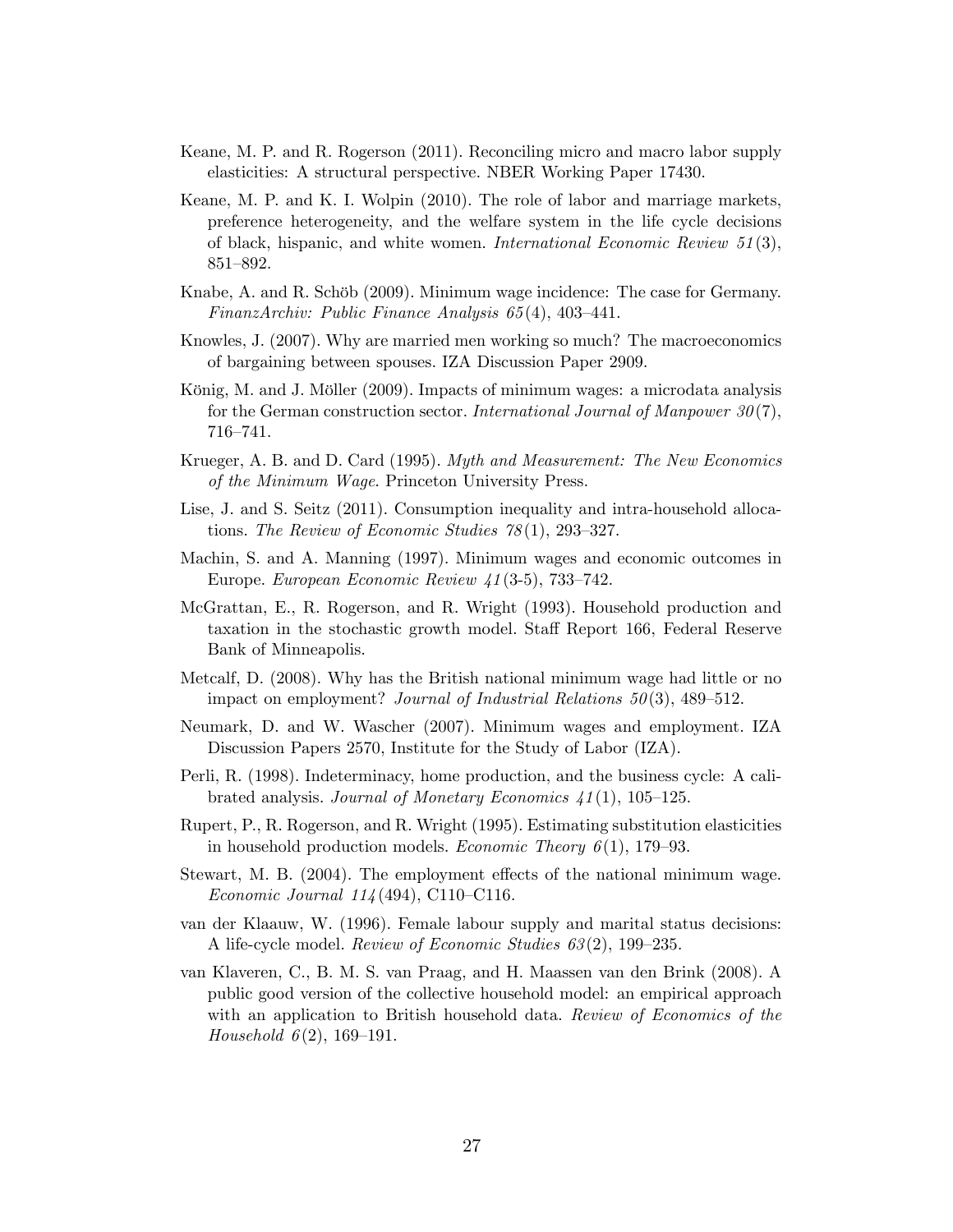Keane, M. P. and R. Rogerson (2011). Reconciling micro and macro labor supply elasticities: A structural perspective. NBER Working Paper 17430.

Keane, M. P. and K. I. Wolpin (2010). The role of labor and marriage markets, preference heterogeneity, and the welfare system in the life cycle decisions of black, hispanic, and white women. *International Economic Review 51*(3), 851–892.

Knabe, A. and R. Schöb (2009). Minimum wage incidence: The case for Germany. *FinanzArchiv: Public Finance Analysis 65*(4), 403–441.

Knowles, J. (2007). Why are married men working so much? The macroeconomics of bargaining between spouses. IZA Discussion Paper 2909.

König, M. and J. Möller (2009). Impacts of minimum wages: a microdata analysis for the German construction sector. *International Journal of Manpower 30*(7), 716–741.

Krueger, A. B. and D. Card (1995). *Myth and Measurement: The New Economics of the Minimum Wage*. Princeton University Press.

Lise, J. and S. Seitz (2011). Consumption inequality and intra-household allocations. *The Review of Economic Studies 78*(1), 293–327.

Machin, S. and A. Manning (1997). Minimum wages and economic outcomes in Europe. *European Economic Review 41*(3-5), 733–742.

McGrattan, E., R. Rogerson, and R. Wright (1993). Household production and taxation in the stochastic growth model. Staff Report 166, Federal Reserve Bank of Minneapolis.

Metcalf, D. (2008). Why has the British national minimum wage had little or no impact on employment? *Journal of Industrial Relations 50*(3), 489–512.

Neumark, D. and W. Wascher (2007). Minimum wages and employment. IZA Discussion Papers 2570, Institute for the Study of Labor (IZA).

Perli, R. (1998). Indeterminacy, home production, and the business cycle: A calibrated analysis. *Journal of Monetary Economics 41*(1), 105–125.

Rupert, P., R. Rogerson, and R. Wright (1995). Estimating substitution elasticities in household production models. *Economic Theory 6*(1), 179–93.

Stewart, M. B. (2004). The employment effects of the national minimum wage. *Economic Journal 114*(494), C110–C116.

van der Klaauw, W. (1996). Female labour supply and marital status decisions: A life-cycle model. *Review of Economic Studies 63*(2), 199–235.

van Klaveren, C., B. M. S. van Praag, and H. Maassen van den Brink (2008). A public good version of the collective household model: an empirical approach with an application to British household data. *Review of Economics of the Household 6*(2), 169–191.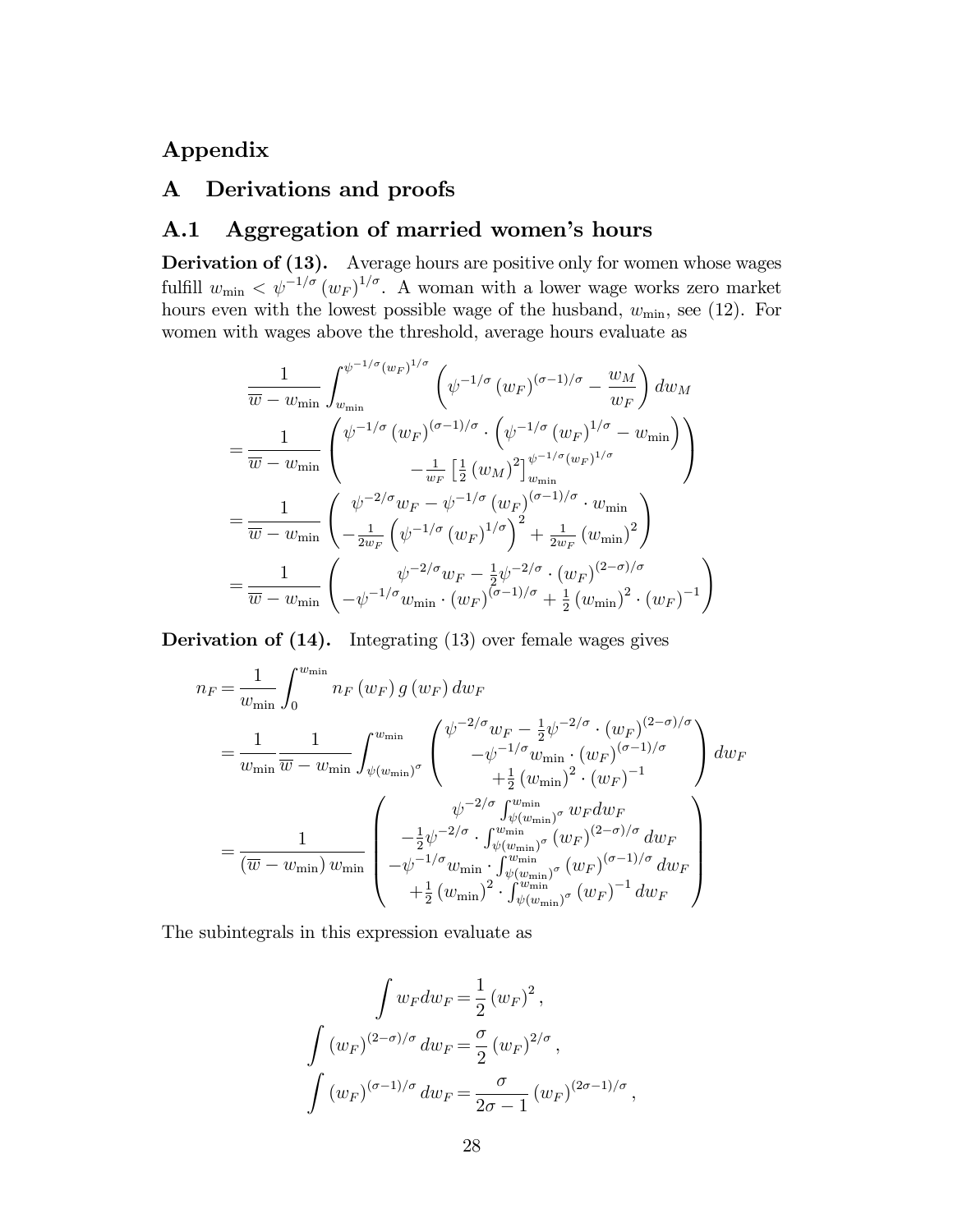# Appendix

## A Derivations and proofs

### A.1 Aggregation of married women's hours

**Derivation of (13).** Average hours are positive only for women whose wages fulfill $w_{\min} < \psi^{-1/\sigma} (w_F)^{1/\sigma}$. A woman with a lower wage works zero market hours even with the lowest possible wage of the husband, $w_{\min}$, see (12). For women with wages above the threshold, average hours evaluate as

$$
\begin{aligned}
& \frac{1}{\overline{w} - w_{\min}} \int_{w_{\min}}^{\psi^{-1/\sigma}(w_F)^{1/\sigma}} \left( \psi^{-1/\sigma} (w_F)^{(\sigma-1)/\sigma} - \frac{w_M}{w_F} \right) dw_M \\
= & \frac{1}{\overline{w} - w_{\min}} \begin{pmatrix} \psi^{-1/\sigma} (w_F)^{(\sigma-1)/\sigma} \cdot \left( \psi^{-1/\sigma} (w_F)^{1/\sigma} - w_{\min} \right) \\ - \frac{1}{w_F} \left[ \frac{1}{2} (w_M)^2 \right]_{w_{\min}}^{\psi^{-1/\sigma}(w_F)^{1/\sigma}} \end{pmatrix} \\
= & \frac{1}{\overline{w} - w_{\min}} \begin{pmatrix} \psi^{-2/\sigma} w_F - \psi^{-1/\sigma} (w_F)^{(\sigma-1)/\sigma} \cdot w_{\min} \\ - \frac{1}{2w_F} \left( \psi^{-1/\sigma} (w_F)^{1/\sigma} \right)^2 + \frac{1}{2w_F} (w_{\min})^2 \end{pmatrix} \\
= & \frac{1}{\overline{w} - w_{\min}} \begin{pmatrix} \psi^{-2/\sigma} w_F - \frac{1}{2} \psi^{-2/\sigma} \cdot (w_F)^{(2-\sigma)/\sigma} \\ - \psi^{-1/\sigma} w_{\min} \cdot (w_F)^{(\sigma-1)/\sigma} + \frac{1}{2} (w_{\min})^2 \cdot (w_F)^{-1} \end{pmatrix}
\end{aligned}
$$

**Derivation of (14).** Integrating (13) over female wages gives

$$
\begin{aligned}
n_F = & \frac{1}{w_{\min}} \int_0^{w_{\min}} n_F(w_F) \, g(w_F) \, dw_F \\
= & \frac{1}{w_{\min}} \frac{1}{\overline{w} - w_{\min}} \int_{\psi(w_{\min})^\sigma}^{w_{\min}} \begin{pmatrix} \psi^{-2/\sigma} w_F - \frac{1}{2} \psi^{-2/\sigma} \cdot (w_F)^{(2-\sigma)/\sigma} \\ - \psi^{-1/\sigma} w_{\min} \cdot (w_F)^{(\sigma-1)/\sigma} \\ + \frac{1}{2} (w_{\min})^2 \cdot (w_F)^{-1} \end{pmatrix} dw_F \\
= & \frac{1}{(\overline{w} - w_{\min}) \, w_{\min}} \begin{pmatrix} \psi^{-2/\sigma} \int_{\psi(w_{\min})^\sigma}^{w_{\min}} w_F dw_F \\ - \frac{1}{2} \psi^{-2/\sigma} \cdot \int_{\psi(w_{\min})^\sigma}^{w_{\min}} (w_F)^{(2-\sigma)/\sigma} dw_F \\ - \psi^{-1/\sigma} w_{\min} \cdot \int_{\psi(w_{\min})^\sigma}^{w_{\min}} (w_F)^{(\sigma-1)/\sigma} dw_F \\ + \frac{1}{2} (w_{\min})^2 \cdot \int_{\psi(w_{\min})^\sigma}^{w_{\min}} (w_F)^{-1} dw_F \end{pmatrix}
\end{aligned}
$$

The subintegrals in this expression evaluate as

$$
\begin{aligned}
\int w_F dw_F &= \frac{1}{2} (w_F)^2 , \\
\int (w_F)^{(2-\sigma)/\sigma} dw_F &= \frac{\sigma}{2} (w_F)^{2/\sigma} , \\
\int (w_F)^{(\sigma-1)/\sigma} dw_F &= \frac{\sigma}{2\sigma - 1} (w_F)^{(2\sigma-1)/\sigma} ,
\end{aligned}
$$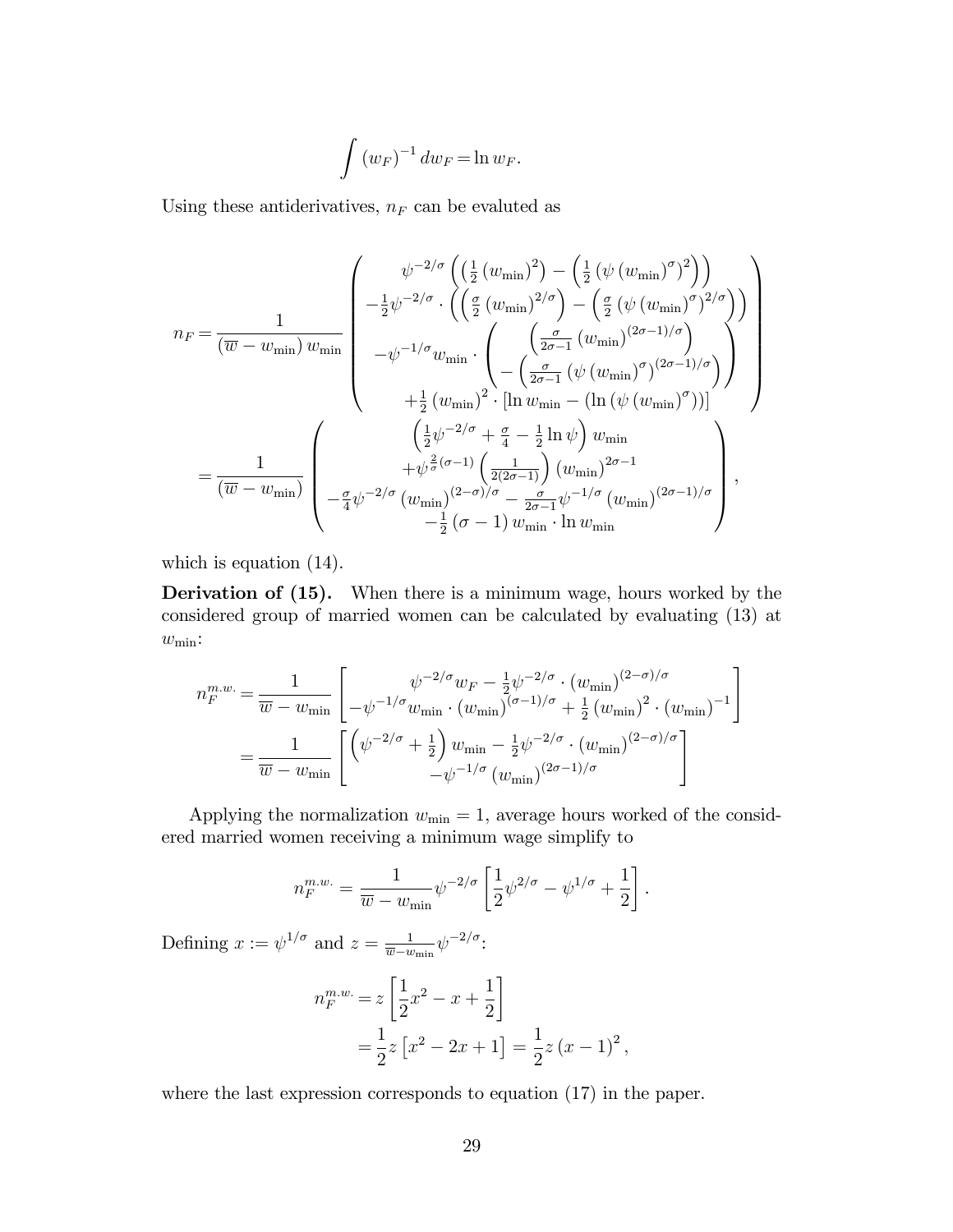$$\int (w_F)^{-1} \, dw_F = \ln w_F.$$

Using these antiderivatives, $n_F$ can be evaluted as

$$n_F = \frac{1}{(\overline{w} - w_{\min}) \, w_{\min}} \begin{pmatrix} \psi^{-2/\sigma} \left( \left( \frac{1}{2} (w_{\min})^2 \right) - \left( \frac{1}{2} \left( \psi (w_{\min})^{\sigma} \right)^2 \right) \right) \\ -\frac{1}{2} \psi^{-2/\sigma} \cdot \left( \left( \frac{\sigma}{2} (w_{\min})^{2/\sigma} \right) - \left( \frac{\sigma}{2} \left( \psi (w_{\min})^{\sigma} \right)^{2/\sigma} \right) \right) \\ -\psi^{-1/\sigma} w_{\min} \cdot \begin{pmatrix} \left( \frac{\sigma}{2\sigma - 1} (w_{\min})^{(2\sigma-1)/\sigma} \right) \\ -\left( \frac{\sigma}{2\sigma - 1} \left( \psi (w_{\min})^{\sigma} \right)^{(2\sigma-1)/\sigma} \right) \end{pmatrix} \\ +\frac{1}{2} (w_{\min})^2 \cdot \left[ \ln w_{\min} - \left( \ln \left( \psi (w_{\min})^{\sigma} \right) \right) \right] \end{pmatrix}$$

$$= \frac{1}{(\overline{w} - w_{\min})} \begin{pmatrix} \left( \frac{1}{2} \psi^{-2/\sigma} + \frac{\sigma}{4} - \frac{1}{2} \ln \psi \right) w_{\min} \\ +\psi^{\frac{2}{\sigma}(\sigma-1)} \left( \frac{1}{2(2\sigma-1)} \right) (w_{\min})^{2\sigma-1} \\ -\frac{\sigma}{4} \psi^{-2/\sigma} (w_{\min})^{(2-\sigma)/\sigma} - \frac{\sigma}{2\sigma-1} \psi^{-1/\sigma} (w_{\min})^{(2\sigma-1)/\sigma} \\ -\frac{1}{2} (\sigma - 1) \, w_{\min} \cdot \ln w_{\min} \end{pmatrix},$$

which is equation (14).

**Derivation of (15).** When there is a minimum wage, hours worked by the considered group of married women can be calculated by evaluating (13) at $w_{\min}$:

$$n_F^{m.w.} = \frac{1}{\overline{w} - w_{\min}} \begin{bmatrix} \psi^{-2/\sigma} w_F - \frac{1}{2} \psi^{-2/\sigma} \cdot (w_{\min})^{(2-\sigma)/\sigma} \\ -\psi^{-1/\sigma} w_{\min} \cdot (w_{\min})^{(\sigma-1)/\sigma} + \frac{1}{2} (w_{\min})^2 \cdot (w_{\min})^{-1} \end{bmatrix}$$

$$= \frac{1}{\overline{w} - w_{\min}} \begin{bmatrix} \left( \psi^{-2/\sigma} + \frac{1}{2} \right) w_{\min} - \frac{1}{2} \psi^{-2/\sigma} \cdot (w_{\min})^{(2-\sigma)/\sigma} \\ -\psi^{-1/\sigma} (w_{\min})^{(2\sigma-1)/\sigma} \end{bmatrix}$$

Applying the normalization $w_{\min} = 1$, average hours worked of the considered married women receiving a minimum wage simplify to

$$n_F^{m.w.} = \frac{1}{\overline{w} - w_{\min}} \psi^{-2/\sigma} \left[ \frac{1}{2} \psi^{2/\sigma} - \psi^{1/\sigma} + \frac{1}{2} \right].$$

Defining $x := \psi^{1/\sigma}$ and $z = \frac{1}{\overline{w} - w_{\min}} \psi^{-2/\sigma}$:

$$n_F^{m.w.} = z \left[ \frac{1}{2} x^2 - x + \frac{1}{2} \right]$$

$$= \frac{1}{2} z \left[ x^2 - 2x + 1 \right] = \frac{1}{2} z (x - 1)^2,$$

where the last expression corresponds to equation (17) in the paper.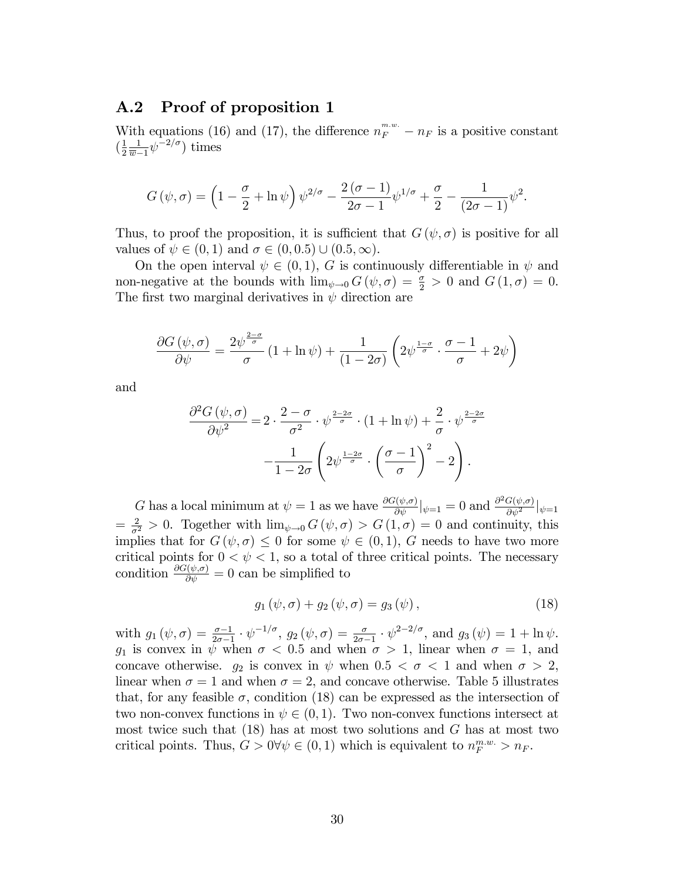## A.2 Proof of proposition 1

With equations (16) and (17), the difference $n_F^{m.w.} - n_F$ is a positive constant $(\frac{1}{2}\frac{1}{\overline{w}-1}\psi^{-2/\sigma})$ times

$$G(\psi,\sigma) = \left(1 - \frac{\sigma}{2} + \ln\psi\right)\psi^{2/\sigma} - \frac{2(\sigma-1)}{2\sigma-1}\psi^{1/\sigma} + \frac{\sigma}{2} - \frac{1}{(2\sigma-1)}\psi^2.$$

Thus, to proof the proposition, it is sufficient that $G(\psi,\sigma)$ is positive for all values of $\psi \in (0,1)$ and $\sigma \in (0,0.5) \cup (0.5,\infty)$.

On the open interval $\psi \in (0,1)$, $G$ is continuously differentiable in $\psi$ and non-negative at the bounds with $\lim_{\psi\to 0} G(\psi,\sigma) = \frac{\sigma}{2} > 0$ and $G(1,\sigma) = 0$. The first two marginal derivatives in $\psi$ direction are

$$\frac{\partial G(\psi,\sigma)}{\partial \psi} = \frac{2\psi^{\frac{2-\sigma}{\sigma}}}{\sigma}(1+\ln\psi) + \frac{1}{(1-2\sigma)}\left(2\psi^{\frac{1-\sigma}{\sigma}} \cdot \frac{\sigma-1}{\sigma} + 2\psi\right)$$

and

$$\begin{aligned}\frac{\partial^2 G(\psi,\sigma)}{\partial \psi^2} =& \, 2 \cdot \frac{2-\sigma}{\sigma^2} \cdot \psi^{\frac{2-2\sigma}{\sigma}} \cdot (1+\ln\psi) + \frac{2}{\sigma} \cdot \psi^{\frac{2-2\sigma}{\sigma}} \\ & - \frac{1}{1-2\sigma}\left(2\psi^{\frac{1-2\sigma}{\sigma}} \cdot \left(\frac{\sigma-1}{\sigma}\right)^2 - 2\right).\end{aligned}$$

$G$ has a local minimum at $\psi = 1$ as we have $\frac{\partial G(\psi,\sigma)}{\partial\psi}|_{\psi=1} = 0$ and $\frac{\partial^2 G(\psi,\sigma)}{\partial\psi^2}|_{\psi=1} = \frac{2}{\sigma^2} > 0$. Together with $\lim_{\psi\to 0} G(\psi,\sigma) > G(1,\sigma) = 0$ and continuity, this implies that for $G(\psi,\sigma) \leq 0$ for some $\psi \in (0,1)$, $G$ needs to have two more critical points for $0 < \psi < 1$, so a total of three critical points. The necessary condition $\frac{\partial G(\psi,\sigma)}{\partial\psi} = 0$ can be simplified to

$$g_1(\psi,\sigma) + g_2(\psi,\sigma) = g_3(\psi), \tag{18}$$

with $g_1(\psi,\sigma) = \frac{\sigma-1}{2\sigma-1} \cdot \psi^{-1/\sigma}$, $g_2(\psi,\sigma) = \frac{\sigma}{2\sigma-1} \cdot \psi^{2-2/\sigma}$, and $g_3(\psi) = 1 + \ln\psi$. $g_1$ is convex in $\psi$ when $\sigma < 0.5$ and when $\sigma > 1$, linear when $\sigma = 1$, and concave otherwise. $g_2$ is convex in $\psi$ when $0.5 < \sigma < 1$ and when $\sigma > 2$, linear when $\sigma = 1$ and when $\sigma = 2$, and concave otherwise. Table 5 illustrates that, for any feasible $\sigma$, condition (18) can be expressed as the intersection of two non-convex functions in $\psi \in (0,1)$. Two non-convex functions intersect at most twice such that (18) has at most two solutions and $G$ has at most two critical points. Thus, $G > 0 \forall \psi \in (0,1)$ which is equivalent to $n_F^{m.w.} > n_F$.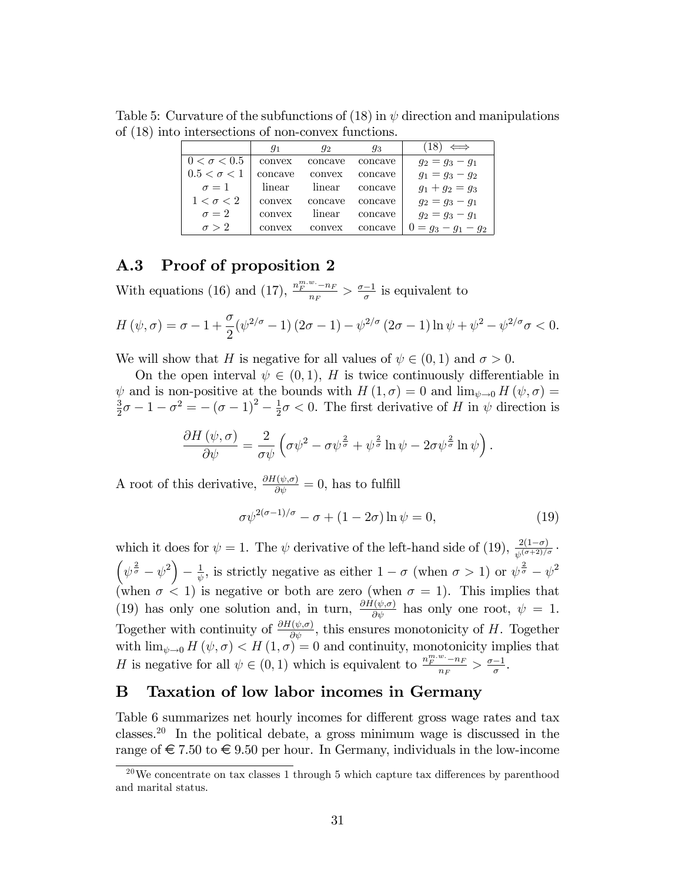Table 5: Curvature of the subfunctions of (18) in $\psi$ direction and manipulations of (18) into intersections of non-convex functions.

| | $g_1$ | $g_2$ | $g_3$ | (18) $\iff$ |
|---|---|---|---|---|
| $0 < \sigma < 0.5$ | convex | concave | concave | $g_2 = g_3 - g_1$ |
| $0.5 < \sigma < 1$ | concave | convex | concave | $g_1 = g_3 - g_2$ |
| $\sigma = 1$ | linear | linear | concave | $g_1 + g_2 = g_3$ |
| $1 < \sigma < 2$ | convex | concave | concave | $g_2 = g_3 - g_1$ |
| $\sigma = 2$ | convex | linear | concave | $g_2 = g_3 - g_1$ |
| $\sigma > 2$ | convex | convex | concave | $0 = g_3 - g_1 - g_2$ |

## A.3 Proof of proposition 2

With equations (16) and (17), $\frac{n_F^{m.w.} - n_F}{n_F} > \frac{\sigma - 1}{\sigma}$ is equivalent to

$$H(\psi, \sigma) = \sigma - 1 + \frac{\sigma}{2}(\psi^{2/\sigma} - 1)(2\sigma - 1) - \psi^{2/\sigma}(2\sigma - 1)\ln\psi + \psi^2 - \psi^{2/\sigma}\sigma < 0.$$

We will show that $H$ is negative for all values of $\psi \in (0, 1)$ and $\sigma > 0$.

On the open interval $\psi \in (0, 1)$, $H$ is twice continuously differentiable in $\psi$ and is non-positive at the bounds with $H(1, \sigma) = 0$ and $\lim_{\psi \to 0} H(\psi, \sigma) = \frac{3}{2}\sigma - 1 - \sigma^2 = -(\sigma - 1)^2 - \frac{1}{2}\sigma < 0$. The first derivative of $H$ in $\psi$ direction is

$$\frac{\partial H(\psi, \sigma)}{\partial \psi} = \frac{2}{\sigma\psi}\left(\sigma\psi^2 - \sigma\psi^{\frac{2}{\sigma}} + \psi^{\frac{2}{\sigma}}\ln\psi - 2\sigma\psi^{\frac{2}{\sigma}}\ln\psi\right).$$

A root of this derivative, $\frac{\partial H(\psi,\sigma)}{\partial \psi} = 0$, has to fulfill

$$\sigma\psi^{2(\sigma-1)/\sigma} - \sigma + (1 - 2\sigma)\ln\psi = 0, \tag{19}$$

which it does for $\psi = 1$. The $\psi$ derivative of the left-hand side of (19), $\frac{2(1-\sigma)}{\psi^{(\sigma+2)/\sigma}} \cdot \left(\psi^{\frac{2}{\sigma}} - \psi^2\right) - \frac{1}{\psi}$, is strictly negative as either $1 - \sigma$ (when $\sigma > 1$) or $\psi^{\frac{2}{\sigma}} - \psi^2$ (when $\sigma < 1$) is negative or both are zero (when $\sigma = 1$). This implies that (19) has only one solution and, in turn, $\frac{\partial H(\psi,\sigma)}{\partial \psi}$ has only one root, $\psi = 1$. Together with continuity of $\frac{\partial H(\psi,\sigma)}{\partial \psi}$, this ensures monotonicity of $H$. Together with $\lim_{\psi \to 0} H(\psi, \sigma) < H(1, \sigma) = 0$ and continuity, monotonicity implies that $H$ is negative for all $\psi \in (0, 1)$ which is equivalent to $\frac{n_F^{m.w.} - n_F}{n_F} > \frac{\sigma - 1}{\sigma}$.

# B Taxation of low labor incomes in Germany

Table 6 summarizes net hourly incomes for different gross wage rates and tax classes.[20] In the political debate, a gross minimum wage is discussed in the range of € 7.50 to € 9.50 per hour. In Germany, individuals in the low-income

[20] We concentrate on tax classes 1 through 5 which capture tax differences by parenthood and marital status.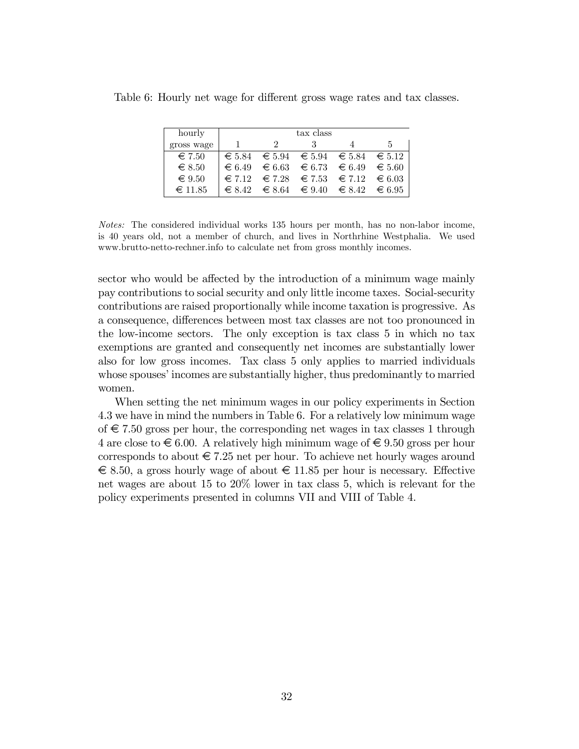Table 6: Hourly net wage for different gross wage rates and tax classes.

| hourly | tax class | | | | |
|---|---|---|---|---|---|
| gross wage | 1 | 2 | 3 | 4 | 5 |
| € 7.50 | € 5.84 | € 5.94 | € 5.94 | € 5.84 | € 5.12 |
| € 8.50 | € 6.49 | € 6.63 | € 6.73 | € 6.49 | € 5.60 |
| € 9.50 | € 7.12 | € 7.28 | € 7.53 | € 7.12 | € 6.03 |
| € 11.85 | € 8.42 | € 8.64 | € 9.40 | € 8.42 | € 6.95 |

*Notes:* The considered individual works 135 hours per month, has no non-labor income, is 40 years old, not a member of church, and lives in Northrhine Westphalia. We used www.brutto-netto-rechner.info to calculate net from gross monthly incomes.

sector who would be affected by the introduction of a minimum wage mainly pay contributions to social security and only little income taxes. Social-security contributions are raised proportionally while income taxation is progressive. As a consequence, differences between most tax classes are not too pronounced in the low-income sectors. The only exception is tax class 5 in which no tax exemptions are granted and consequently net incomes are substantially lower also for low gross incomes. Tax class 5 only applies to married individuals whose spouses' incomes are substantially higher, thus predominantly to married women.

When setting the net minimum wages in our policy experiments in Section 4.3 we have in mind the numbers in Table 6. For a relatively low minimum wage of € 7.50 gross per hour, the corresponding net wages in tax classes 1 through 4 are close to € 6.00. A relatively high minimum wage of € 9.50 gross per hour corresponds to about € 7.25 net per hour. To achieve net hourly wages around € 8.50, a gross hourly wage of about € 11.85 per hour is necessary. Effective net wages are about 15 to 20% lower in tax class 5, which is relevant for the policy experiments presented in columns VII and VIII of Table 4.